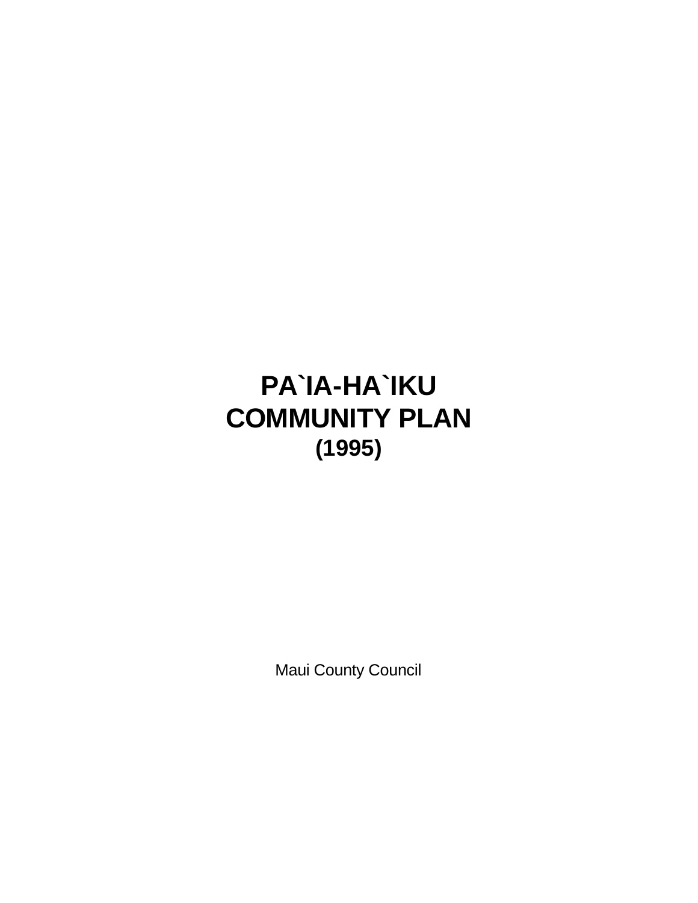# PA`IA-HA`IKU COMMUNITY PLAN

**(1995)**

Maui County Council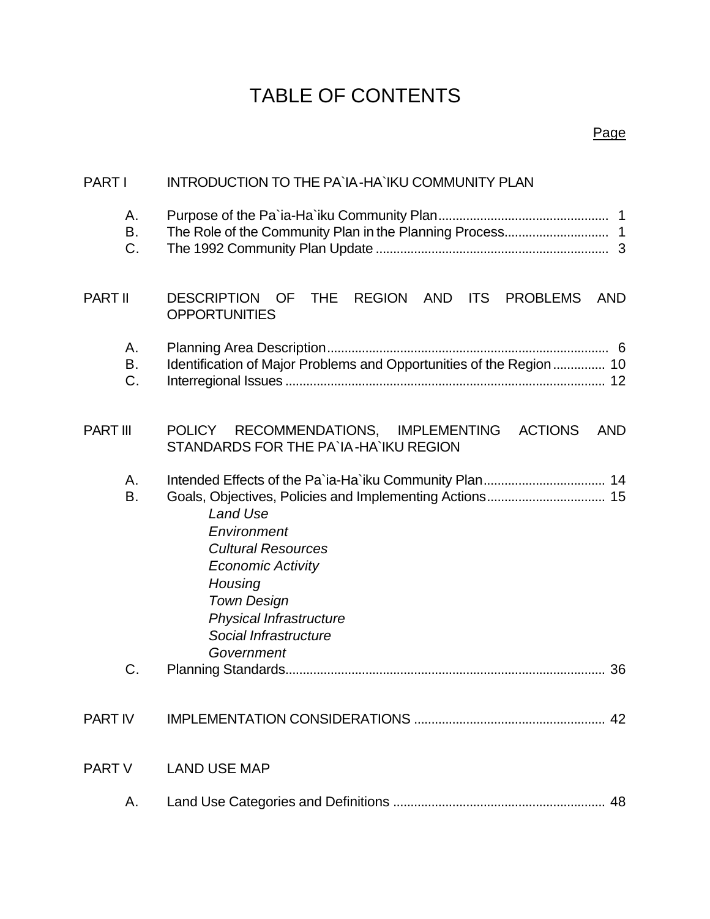# TABLE OF CONTENTS

| | | Page |
|---|---|---|
| PART I | INTRODUCTION TO THE PA`IA-HA`IKU COMMUNITY PLAN | |
| A. | Purpose of the Pa`ia-Ha`iku Community Plan | 1 |
| B. | The Role of the Community Plan in the Planning Process | 1 |
| C. | The 1992 Community Plan Update | 3 |
| PART II | DESCRIPTION OF THE REGION AND ITS PROBLEMS AND OPPORTUNITIES | |
| A. | Planning Area Description | 6 |
| B. | Identification of Major Problems and Opportunities of the Region | 10 |
| C. | Interregional Issues | 12 |
| PART III | POLICY RECOMMENDATIONS, IMPLEMENTING ACTIONS AND STANDARDS FOR THE PA`IA-HA`IKU REGION | |
| A. | Intended Effects of the Pa`ia-Ha`iku Community Plan | 14 |
| B. | Goals, Objectives, Policies and Implementing Actions | 15 |
| | *Land Use* | |
| | *Environment* | |
| | *Cultural Resources* | |
| | *Economic Activity* | |
| | *Housing* | |
| | *Town Design* | |
| | *Physical Infrastructure* | |
| | *Social Infrastructure* | |
| | *Government* | |
| C. | Planning Standards | 36 |
| PART IV | IMPLEMENTATION CONSIDERATIONS | 42 |
| PART V | LAND USE MAP | |
| A. | Land Use Categories and Definitions | 48 |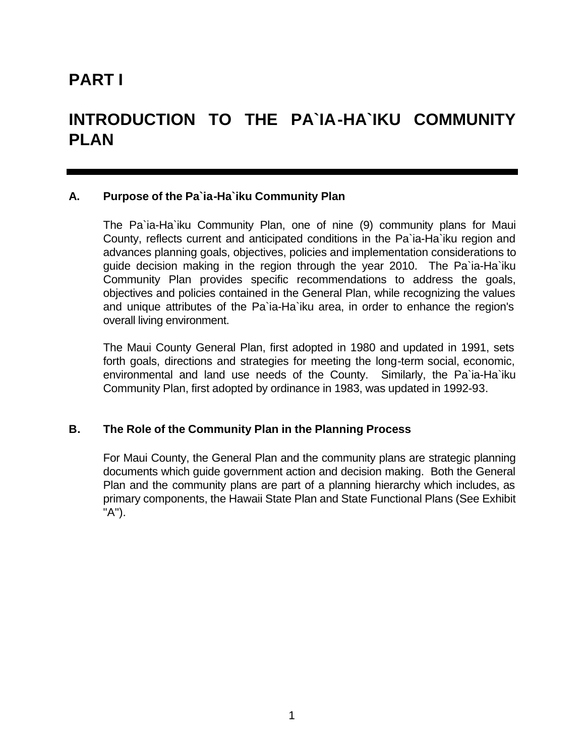# PART I

# INTRODUCTION TO THE PA`IA-HA`IKU COMMUNITY PLAN

## A. Purpose of the Pa`ia-Ha`iku Community Plan

The Pa`ia-Ha`iku Community Plan, one of nine (9) community plans for Maui County, reflects current and anticipated conditions in the Pa`ia-Ha`iku region and advances planning goals, objectives, policies and implementation considerations to guide decision making in the region through the year 2010. The Pa`ia-Ha`iku Community Plan provides specific recommendations to address the goals, objectives and policies contained in the General Plan, while recognizing the values and unique attributes of the Pa`ia-Ha`iku area, in order to enhance the region's overall living environment.

The Maui County General Plan, first adopted in 1980 and updated in 1991, sets forth goals, directions and strategies for meeting the long-term social, economic, environmental and land use needs of the County. Similarly, the Pa`ia-Ha`iku Community Plan, first adopted by ordinance in 1983, was updated in 1992-93.

## B. The Role of the Community Plan in the Planning Process

For Maui County, the General Plan and the community plans are strategic planning documents which guide government action and decision making. Both the General Plan and the community plans are part of a planning hierarchy which includes, as primary components, the Hawaii State Plan and State Functional Plans (See Exhibit "A").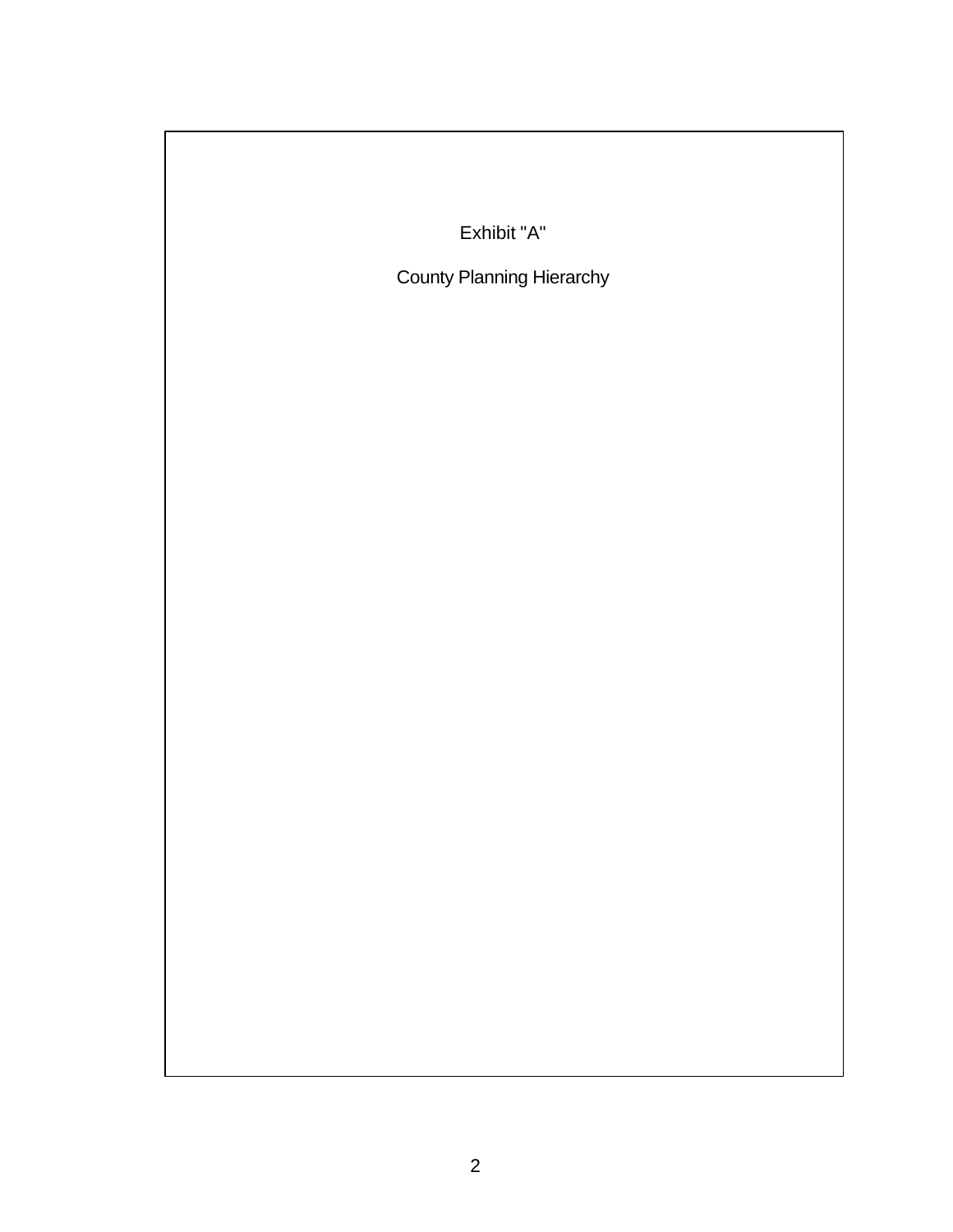Exhibit "A"

County Planning Hierarchy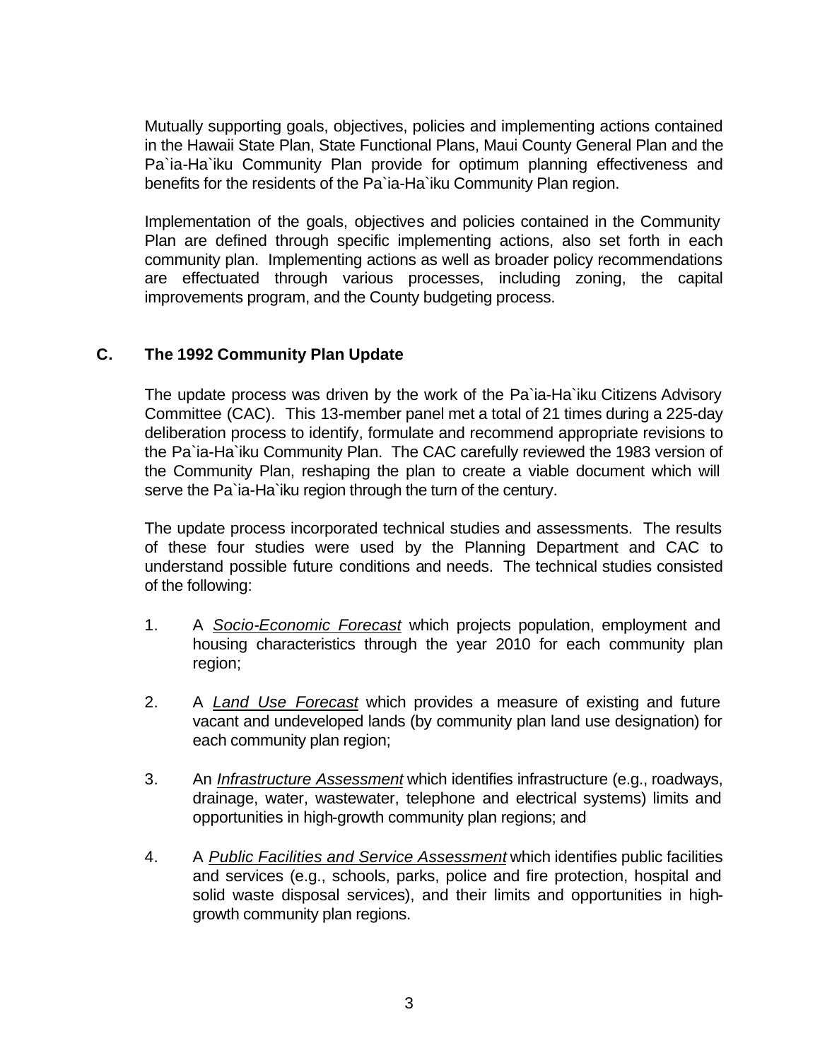Mutually supporting goals, objectives, policies and implementing actions contained in the Hawaii State Plan, State Functional Plans, Maui County General Plan and the Pa`ia-Ha`iku Community Plan provide for optimum planning effectiveness and benefits for the residents of the Pa`ia-Ha`iku Community Plan region.

Implementation of the goals, objectives and policies contained in the Community Plan are defined through specific implementing actions, also set forth in each community plan. Implementing actions as well as broader policy recommendations are effectuated through various processes, including zoning, the capital improvements program, and the County budgeting process.

## C. The 1992 Community Plan Update

The update process was driven by the work of the Pa`ia-Ha`iku Citizens Advisory Committee (CAC). This 13-member panel met a total of 21 times during a 225-day deliberation process to identify, formulate and recommend appropriate revisions to the Pa`ia-Ha`iku Community Plan. The CAC carefully reviewed the 1983 version of the Community Plan, reshaping the plan to create a viable document which will serve the Pa`ia-Ha`iku region through the turn of the century.

The update process incorporated technical studies and assessments. The results of these four studies were used by the Planning Department and CAC to understand possible future conditions and needs. The technical studies consisted of the following:

1. A *Socio-Economic Forecast* which projects population, employment and housing characteristics through the year 2010 for each community plan region;

2. A *Land Use Forecast* which provides a measure of existing and future vacant and undeveloped lands (by community plan land use designation) for each community plan region;

3. An *Infrastructure Assessment* which identifies infrastructure (e.g., roadways, drainage, water, wastewater, telephone and electrical systems) limits and opportunities in high-growth community plan regions; and

4. A *Public Facilities and Service Assessment* which identifies public facilities and services (e.g., schools, parks, police and fire protection, hospital and solid waste disposal services), and their limits and opportunities in high-growth community plan regions.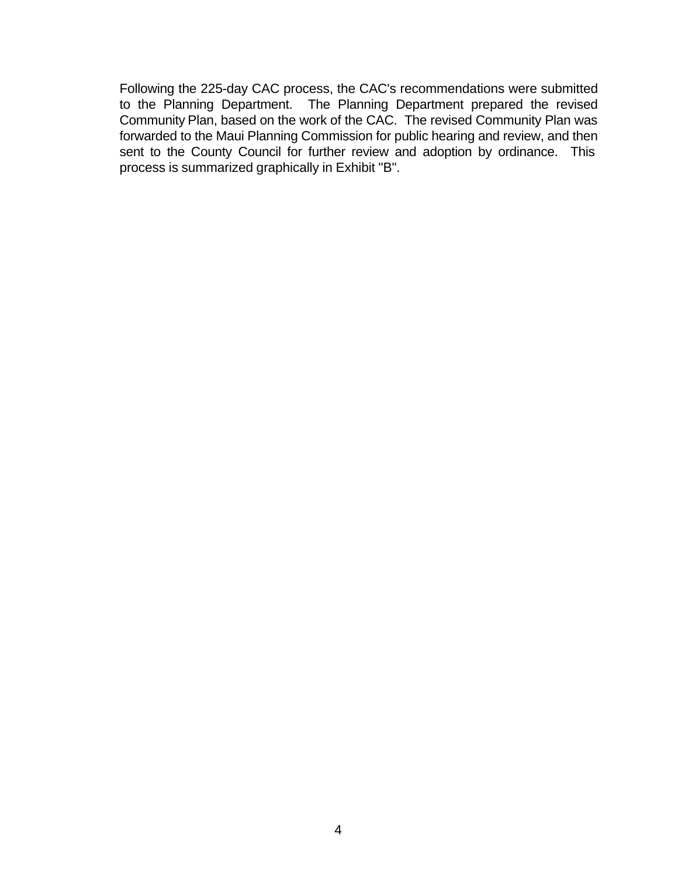Following the 225-day CAC process, the CAC's recommendations were submitted to the Planning Department. The Planning Department prepared the revised Community Plan, based on the work of the CAC. The revised Community Plan was forwarded to the Maui Planning Commission for public hearing and review, and then sent to the County Council for further review and adoption by ordinance. This process is summarized graphically in Exhibit "B".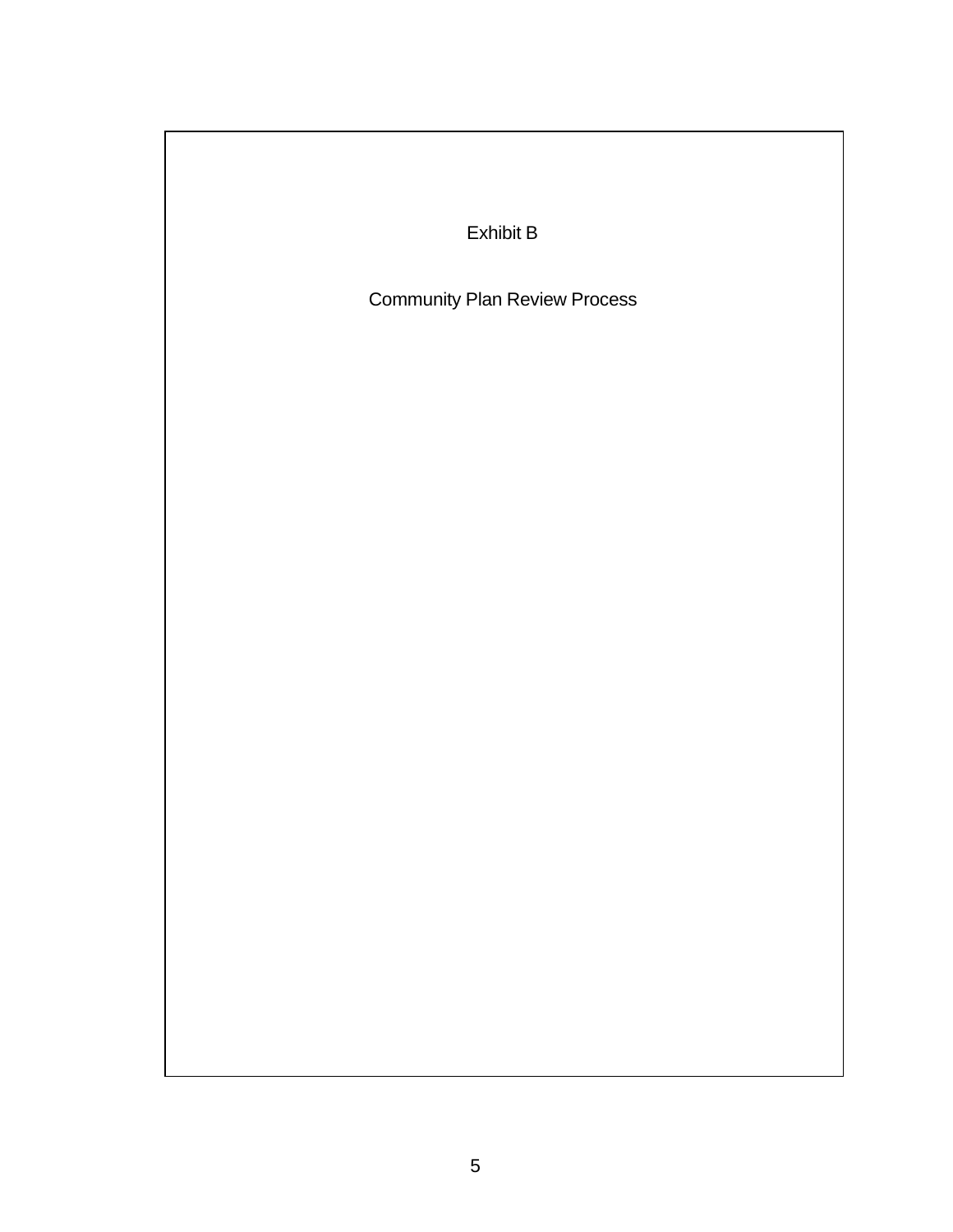Exhibit B

Community Plan Review Process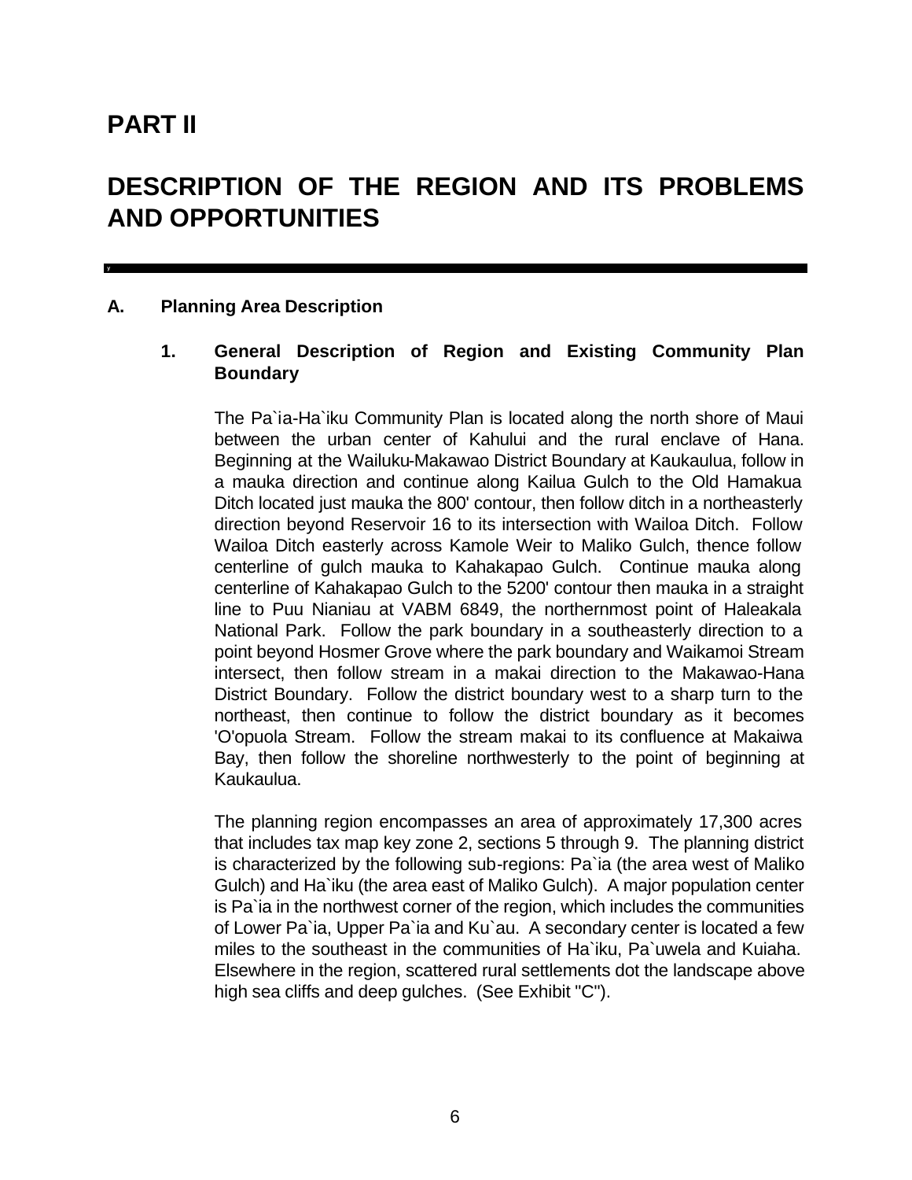# PART II

# DESCRIPTION OF THE REGION AND ITS PROBLEMS AND OPPORTUNITIES

## A. Planning Area Description

### 1. General Description of Region and Existing Community Plan Boundary

The Pa`ia-Ha`iku Community Plan is located along the north shore of Maui between the urban center of Kahului and the rural enclave of Hana. Beginning at the Wailuku-Makawao District Boundary at Kaukaulua, follow in a mauka direction and continue along Kailua Gulch to the Old Hamakua Ditch located just mauka the 800' contour, then follow ditch in a northeasterly direction beyond Reservoir 16 to its intersection with Wailoa Ditch. Follow Wailoa Ditch easterly across Kamole Weir to Maliko Gulch, thence follow centerline of gulch mauka to Kahakapao Gulch. Continue mauka along centerline of Kahakapao Gulch to the 5200' contour then mauka in a straight line to Puu Nianiau at VABM 6849, the northernmost point of Haleakala National Park. Follow the park boundary in a southeasterly direction to a point beyond Hosmer Grove where the park boundary and Waikamoi Stream intersect, then follow stream in a makai direction to the Makawao-Hana District Boundary. Follow the district boundary west to a sharp turn to the northeast, then continue to follow the district boundary as it becomes 'O'opuola Stream. Follow the stream makai to its confluence at Makaiwa Bay, then follow the shoreline northwesterly to the point of beginning at Kaukaulua.

The planning region encompasses an area of approximately 17,300 acres that includes tax map key zone 2, sections 5 through 9. The planning district is characterized by the following sub-regions: Pa`ia (the area west of Maliko Gulch) and Ha`iku (the area east of Maliko Gulch). A major population center is Pa`ia in the northwest corner of the region, which includes the communities of Lower Pa`ia, Upper Pa`ia and Ku`au. A secondary center is located a few miles to the southeast in the communities of Ha`iku, Pa`uwela and Kuiaha. Elsewhere in the region, scattered rural settlements dot the landscape above high sea cliffs and deep gulches. (See Exhibit "C").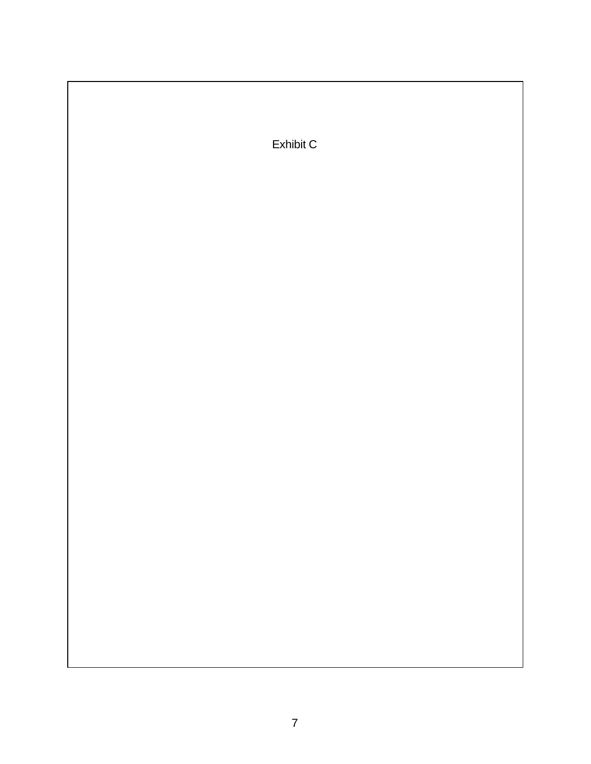Exhibit C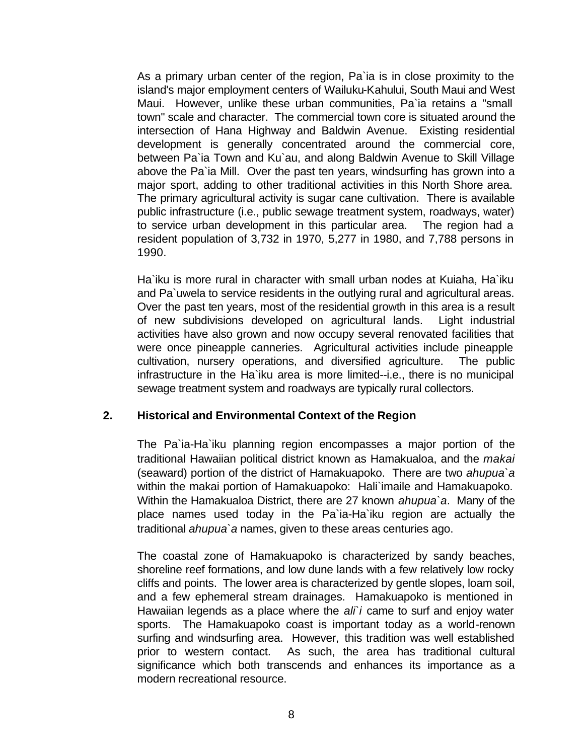As a primary urban center of the region, Pa`ia is in close proximity to the island's major employment centers of Wailuku-Kahului, South Maui and West Maui. However, unlike these urban communities, Pa`ia retains a "small town" scale and character. The commercial town core is situated around the intersection of Hana Highway and Baldwin Avenue. Existing residential development is generally concentrated around the commercial core, between Pa`ia Town and Ku`au, and along Baldwin Avenue to Skill Village above the Pa`ia Mill. Over the past ten years, windsurfing has grown into a major sport, adding to other traditional activities in this North Shore area. The primary agricultural activity is sugar cane cultivation. There is available public infrastructure (i.e., public sewage treatment system, roadways, water) to service urban development in this particular area. The region had a resident population of 3,732 in 1970, 5,277 in 1980, and 7,788 persons in 1990.

Ha`iku is more rural in character with small urban nodes at Kuiaha, Ha`iku and Pa`uwela to service residents in the outlying rural and agricultural areas. Over the past ten years, most of the residential growth in this area is a result of new subdivisions developed on agricultural lands. Light industrial activities have also grown and now occupy several renovated facilities that were once pineapple canneries. Agricultural activities include pineapple cultivation, nursery operations, and diversified agriculture. The public infrastructure in the Ha`iku area is more limited--i.e., there is no municipal sewage treatment system and roadways are typically rural collectors.

## 2. Historical and Environmental Context of the Region

The Pa`ia-Ha`iku planning region encompasses a major portion of the traditional Hawaiian political district known as Hamakualoa, and the *makai* (seaward) portion of the district of Hamakuapoko. There are two *ahupua`a* within the makai portion of Hamakuapoko: Hali`imaile and Hamakuapoko. Within the Hamakualoa District, there are 27 known *ahupua`a*. Many of the place names used today in the Pa`ia-Ha`iku region are actually the traditional *ahupua`a* names, given to these areas centuries ago.

The coastal zone of Hamakuapoko is characterized by sandy beaches, shoreline reef formations, and low dune lands with a few relatively low rocky cliffs and points. The lower area is characterized by gentle slopes, loam soil, and a few ephemeral stream drainages. Hamakuapoko is mentioned in Hawaiian legends as a place where the *ali`i* came to surf and enjoy water sports. The Hamakuapoko coast is important today as a world-renown surfing and windsurfing area. However, this tradition was well established prior to western contact. As such, the area has traditional cultural significance which both transcends and enhances its importance as a modern recreational resource.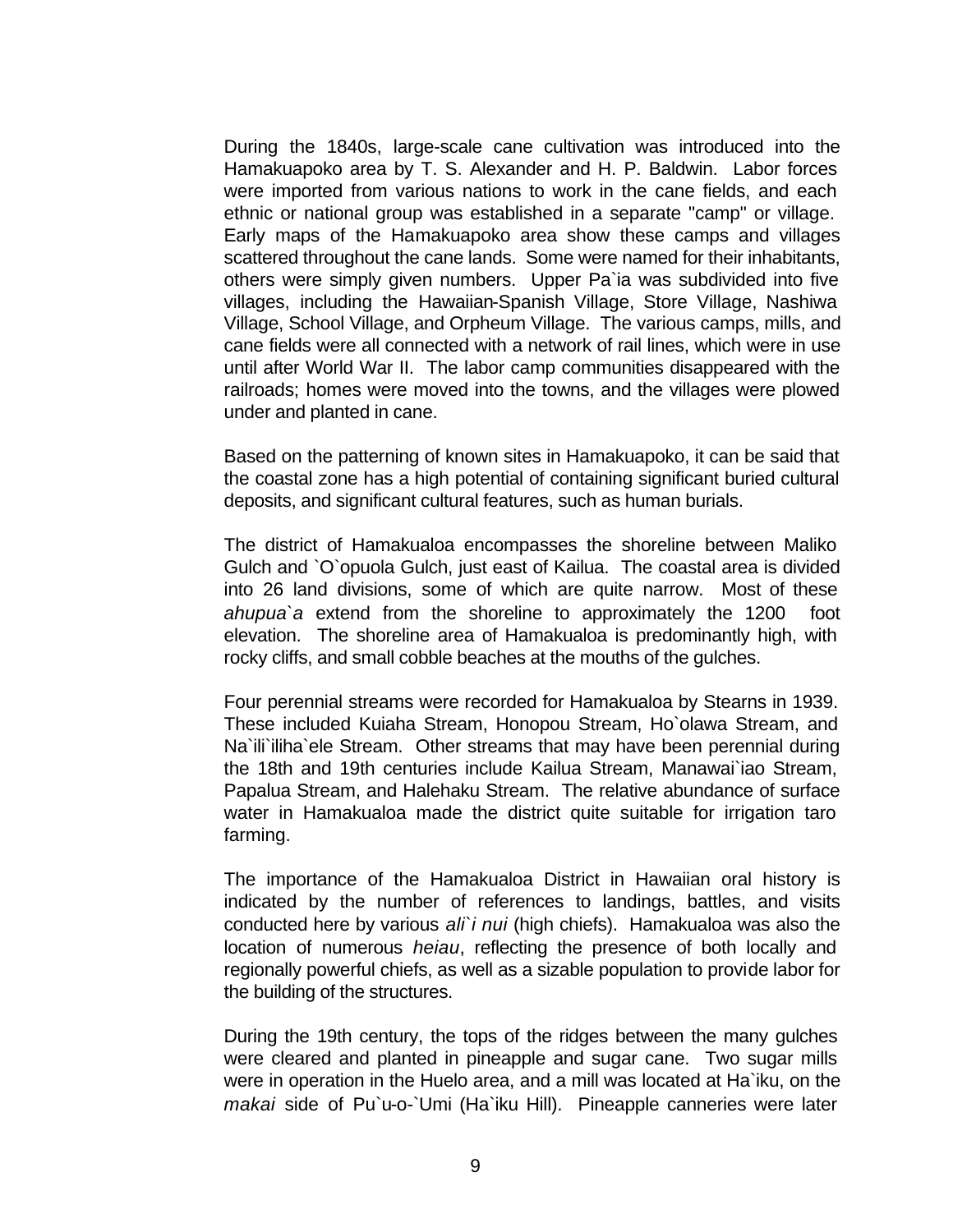During the 1840s, large-scale cane cultivation was introduced into the Hamakuapoko area by T. S. Alexander and H. P. Baldwin. Labor forces were imported from various nations to work in the cane fields, and each ethnic or national group was established in a separate "camp" or village. Early maps of the Hamakuapoko area show these camps and villages scattered throughout the cane lands. Some were named for their inhabitants, others were simply given numbers. Upper Pa`ia was subdivided into five villages, including the Hawaiian-Spanish Village, Store Village, Nashiwa Village, School Village, and Orpheum Village. The various camps, mills, and cane fields were all connected with a network of rail lines, which were in use until after World War II. The labor camp communities disappeared with the railroads; homes were moved into the towns, and the villages were plowed under and planted in cane.

Based on the patterning of known sites in Hamakuapoko, it can be said that the coastal zone has a high potential of containing significant buried cultural deposits, and significant cultural features, such as human burials.

The district of Hamakualoa encompasses the shoreline between Maliko Gulch and `O`opuola Gulch, just east of Kailua. The coastal area is divided into 26 land divisions, some of which are quite narrow. Most of these *ahupua`a* extend from the shoreline to approximately the 1200 foot elevation. The shoreline area of Hamakualoa is predominantly high, with rocky cliffs, and small cobble beaches at the mouths of the gulches.

Four perennial streams were recorded for Hamakualoa by Stearns in 1939. These included Kuiaha Stream, Honopou Stream, Ho`olawa Stream, and Na`ili`iliha`ele Stream. Other streams that may have been perennial during the 18th and 19th centuries include Kailua Stream, Manawai`iao Stream, Papalua Stream, and Halehaku Stream. The relative abundance of surface water in Hamakualoa made the district quite suitable for irrigation taro farming.

The importance of the Hamakualoa District in Hawaiian oral history is indicated by the number of references to landings, battles, and visits conducted here by various *ali`i nui* (high chiefs). Hamakualoa was also the location of numerous *heiau*, reflecting the presence of both locally and regionally powerful chiefs, as well as a sizable population to provide labor for the building of the structures.

During the 19th century, the tops of the ridges between the many gulches were cleared and planted in pineapple and sugar cane. Two sugar mills were in operation in the Huelo area, and a mill was located at Ha`iku, on the *makai* side of Pu`u-o-`Umi (Ha`iku Hill). Pineapple canneries were later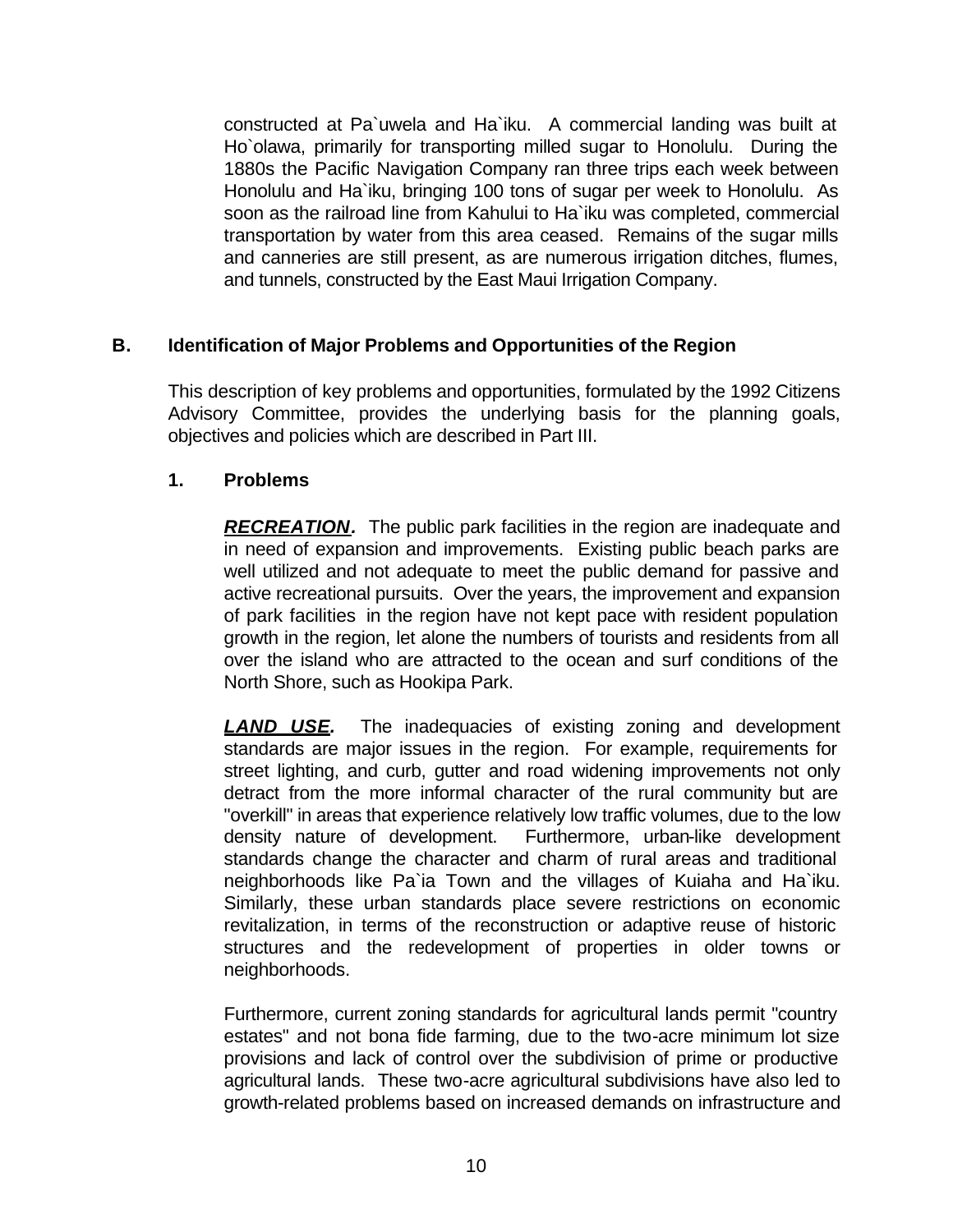constructed at Pa`uwela and Ha`iku. A commercial landing was built at Ho`olawa, primarily for transporting milled sugar to Honolulu. During the 1880s the Pacific Navigation Company ran three trips each week between Honolulu and Ha`iku, bringing 100 tons of sugar per week to Honolulu. As soon as the railroad line from Kahului to Ha`iku was completed, commercial transportation by water from this area ceased. Remains of the sugar mills and canneries are still present, as are numerous irrigation ditches, flumes, and tunnels, constructed by the East Maui Irrigation Company.

## B. Identification of Major Problems and Opportunities of the Region

This description of key problems and opportunities, formulated by the 1992 Citizens Advisory Committee, provides the underlying basis for the planning goals, objectives and policies which are described in Part III.

### 1. Problems

***RECREATION.*** The public park facilities in the region are inadequate and in need of expansion and improvements. Existing public beach parks are well utilized and not adequate to meet the public demand for passive and active recreational pursuits. Over the years, the improvement and expansion of park facilities in the region have not kept pace with resident population growth in the region, let alone the numbers of tourists and residents from all over the island who are attracted to the ocean and surf conditions of the North Shore, such as Hookipa Park.

***LAND USE.*** The inadequacies of existing zoning and development standards are major issues in the region. For example, requirements for street lighting, and curb, gutter and road widening improvements not only detract from the more informal character of the rural community but are "overkill" in areas that experience relatively low traffic volumes, due to the low density nature of development. Furthermore, urban-like development standards change the character and charm of rural areas and traditional neighborhoods like Pa`ia Town and the villages of Kuiaha and Ha`iku. Similarly, these urban standards place severe restrictions on economic revitalization, in terms of the reconstruction or adaptive reuse of historic structures and the redevelopment of properties in older towns or neighborhoods.

Furthermore, current zoning standards for agricultural lands permit "country estates" and not bona fide farming, due to the two-acre minimum lot size provisions and lack of control over the subdivision of prime or productive agricultural lands. These two-acre agricultural subdivisions have also led to growth-related problems based on increased demands on infrastructure and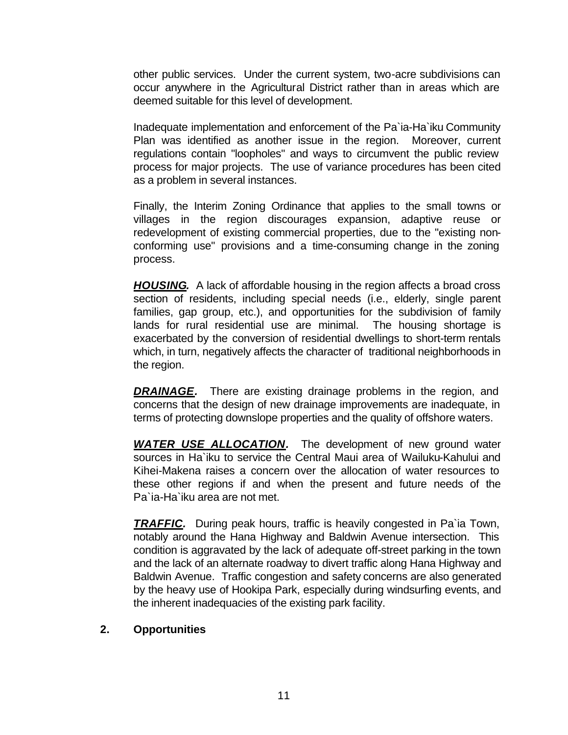other public services. Under the current system, two-acre subdivisions can occur anywhere in the Agricultural District rather than in areas which are deemed suitable for this level of development.

Inadequate implementation and enforcement of the Pa`ia-Ha`iku Community Plan was identified as another issue in the region. Moreover, current regulations contain "loopholes" and ways to circumvent the public review process for major projects. The use of variance procedures has been cited as a problem in several instances.

Finally, the Interim Zoning Ordinance that applies to the small towns or villages in the region discourages expansion, adaptive reuse or redevelopment of existing commercial properties, due to the "existing non-conforming use" provisions and a time-consuming change in the zoning process.

***HOUSING.*** A lack of affordable housing in the region affects a broad cross section of residents, including special needs (i.e., elderly, single parent families, gap group, etc.), and opportunities for the subdivision of family lands for rural residential use are minimal. The housing shortage is exacerbated by the conversion of residential dwellings to short-term rentals which, in turn, negatively affects the character of traditional neighborhoods in the region.

***DRAINAGE.*** There are existing drainage problems in the region, and concerns that the design of new drainage improvements are inadequate, in terms of protecting downslope properties and the quality of offshore waters.

***WATER USE ALLOCATION.*** The development of new ground water sources in Ha`iku to service the Central Maui area of Wailuku-Kahului and Kihei-Makena raises a concern over the allocation of water resources to these other regions if and when the present and future needs of the Pa`ia-Ha`iku area are not met.

***TRAFFIC.*** During peak hours, traffic is heavily congested in Pa`ia Town, notably around the Hana Highway and Baldwin Avenue intersection. This condition is aggravated by the lack of adequate off-street parking in the town and the lack of an alternate roadway to divert traffic along Hana Highway and Baldwin Avenue. Traffic congestion and safety concerns are also generated by the heavy use of Hookipa Park, especially during windsurfing events, and the inherent inadequacies of the existing park facility.

## 2. Opportunities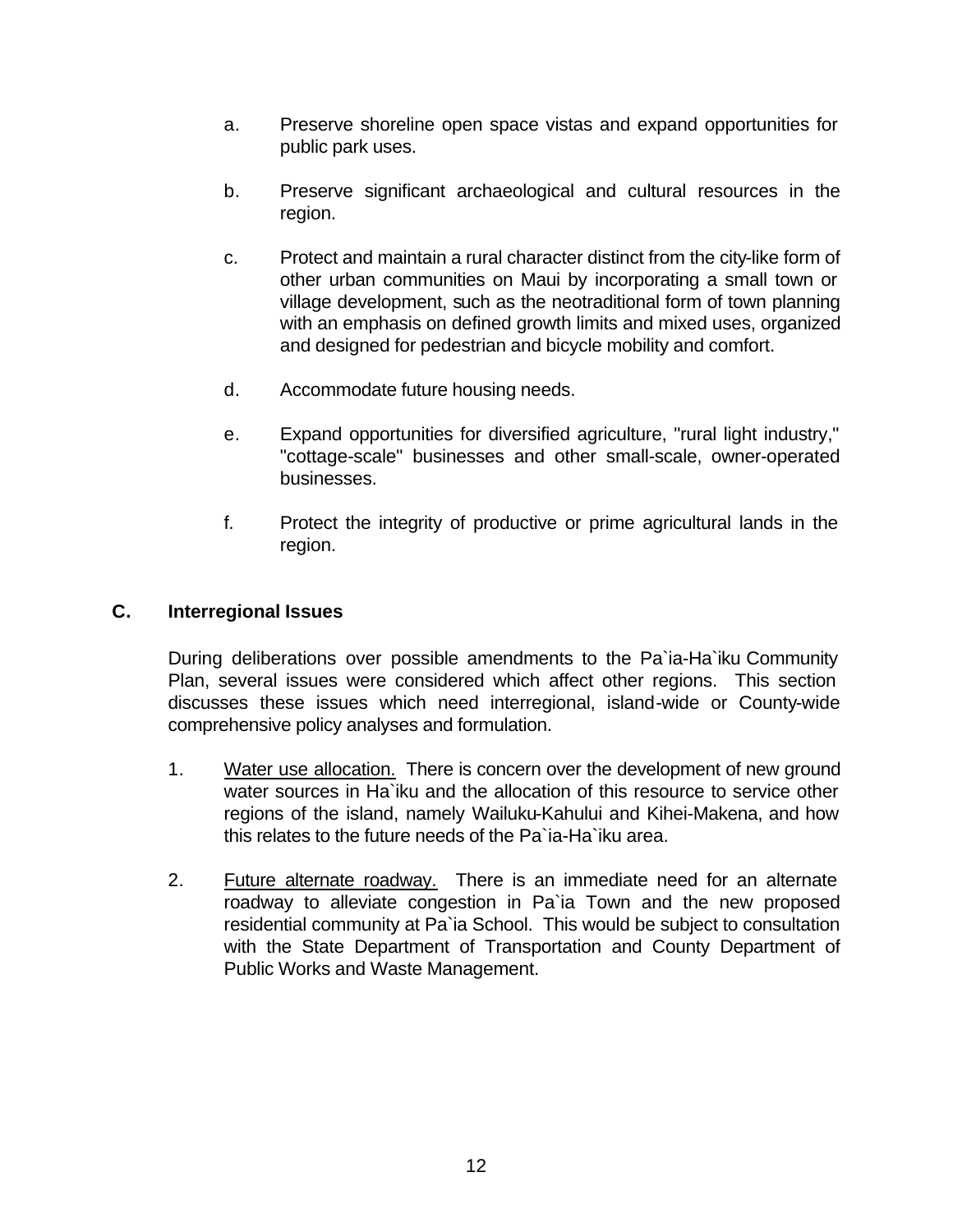a. Preserve shoreline open space vistas and expand opportunities for public park uses.

b. Preserve significant archaeological and cultural resources in the region.

c. Protect and maintain a rural character distinct from the city-like form of other urban communities on Maui by incorporating a small town or village development, such as the neotraditional form of town planning with an emphasis on defined growth limits and mixed uses, organized and designed for pedestrian and bicycle mobility and comfort.

d. Accommodate future housing needs.

e. Expand opportunities for diversified agriculture, "rural light industry," "cottage-scale" businesses and other small-scale, owner-operated businesses.

f. Protect the integrity of productive or prime agricultural lands in the region.

## C. Interregional Issues

During deliberations over possible amendments to the Pa`ia-Ha`iku Community Plan, several issues were considered which affect other regions. This section discusses these issues which need interregional, island-wide or County-wide comprehensive policy analyses and formulation.

1. <u>Water use allocation.</u> There is concern over the development of new ground water sources in Ha`iku and the allocation of this resource to service other regions of the island, namely Wailuku-Kahului and Kihei-Makena, and how this relates to the future needs of the Pa`ia-Ha`iku area.

2. <u>Future alternate roadway.</u> There is an immediate need for an alternate roadway to alleviate congestion in Pa`ia Town and the new proposed residential community at Pa`ia School. This would be subject to consultation with the State Department of Transportation and County Department of Public Works and Waste Management.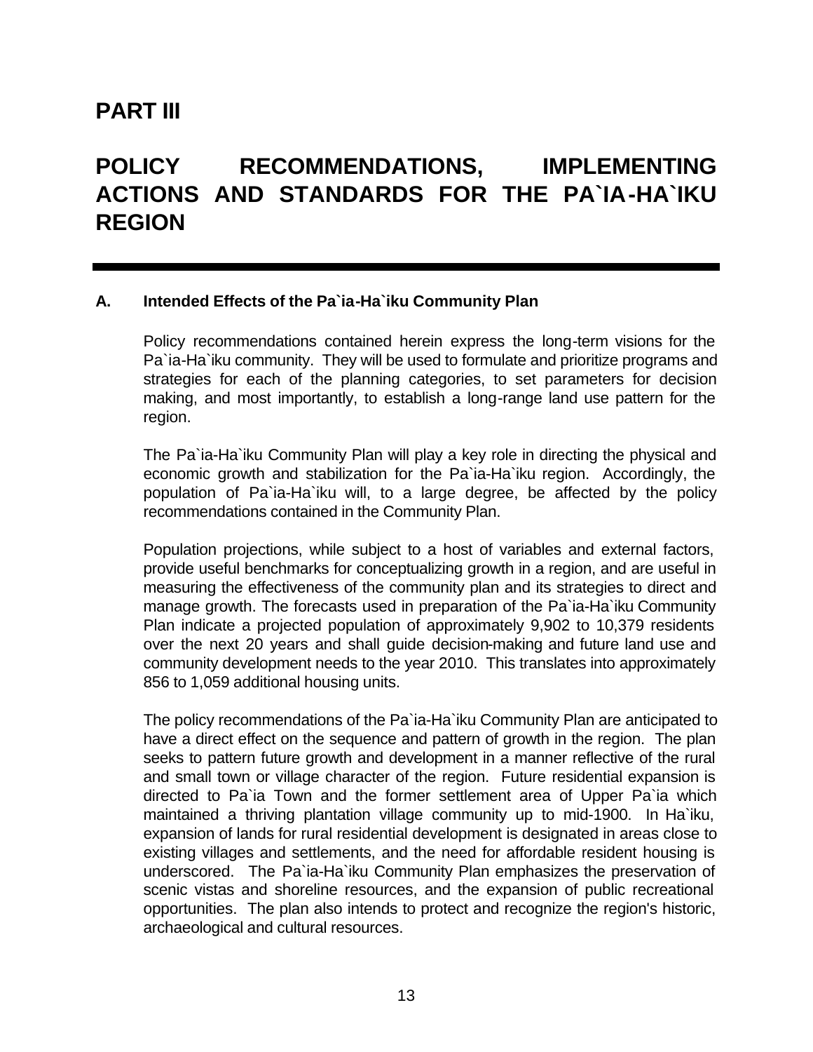# PART III

# POLICY RECOMMENDATIONS, IMPLEMENTING ACTIONS AND STANDARDS FOR THE PA`IA-HA`IKU REGION

## A. Intended Effects of the Pa`ia-Ha`iku Community Plan

Policy recommendations contained herein express the long-term visions for the Pa`ia-Ha`iku community. They will be used to formulate and prioritize programs and strategies for each of the planning categories, to set parameters for decision making, and most importantly, to establish a long-range land use pattern for the region.

The Pa`ia-Ha`iku Community Plan will play a key role in directing the physical and economic growth and stabilization for the Pa`ia-Ha`iku region. Accordingly, the population of Pa`ia-Ha`iku will, to a large degree, be affected by the policy recommendations contained in the Community Plan.

Population projections, while subject to a host of variables and external factors, provide useful benchmarks for conceptualizing growth in a region, and are useful in measuring the effectiveness of the community plan and its strategies to direct and manage growth. The forecasts used in preparation of the Pa`ia-Ha`iku Community Plan indicate a projected population of approximately 9,902 to 10,379 residents over the next 20 years and shall guide decision-making and future land use and community development needs to the year 2010. This translates into approximately 856 to 1,059 additional housing units.

The policy recommendations of the Pa`ia-Ha`iku Community Plan are anticipated to have a direct effect on the sequence and pattern of growth in the region. The plan seeks to pattern future growth and development in a manner reflective of the rural and small town or village character of the region. Future residential expansion is directed to Pa`ia Town and the former settlement area of Upper Pa`ia which maintained a thriving plantation village community up to mid-1900. In Ha`iku, expansion of lands for rural residential development is designated in areas close to existing villages and settlements, and the need for affordable resident housing is underscored. The Pa`ia-Ha`iku Community Plan emphasizes the preservation of scenic vistas and shoreline resources, and the expansion of public recreational opportunities. The plan also intends to protect and recognize the region's historic, archaeological and cultural resources.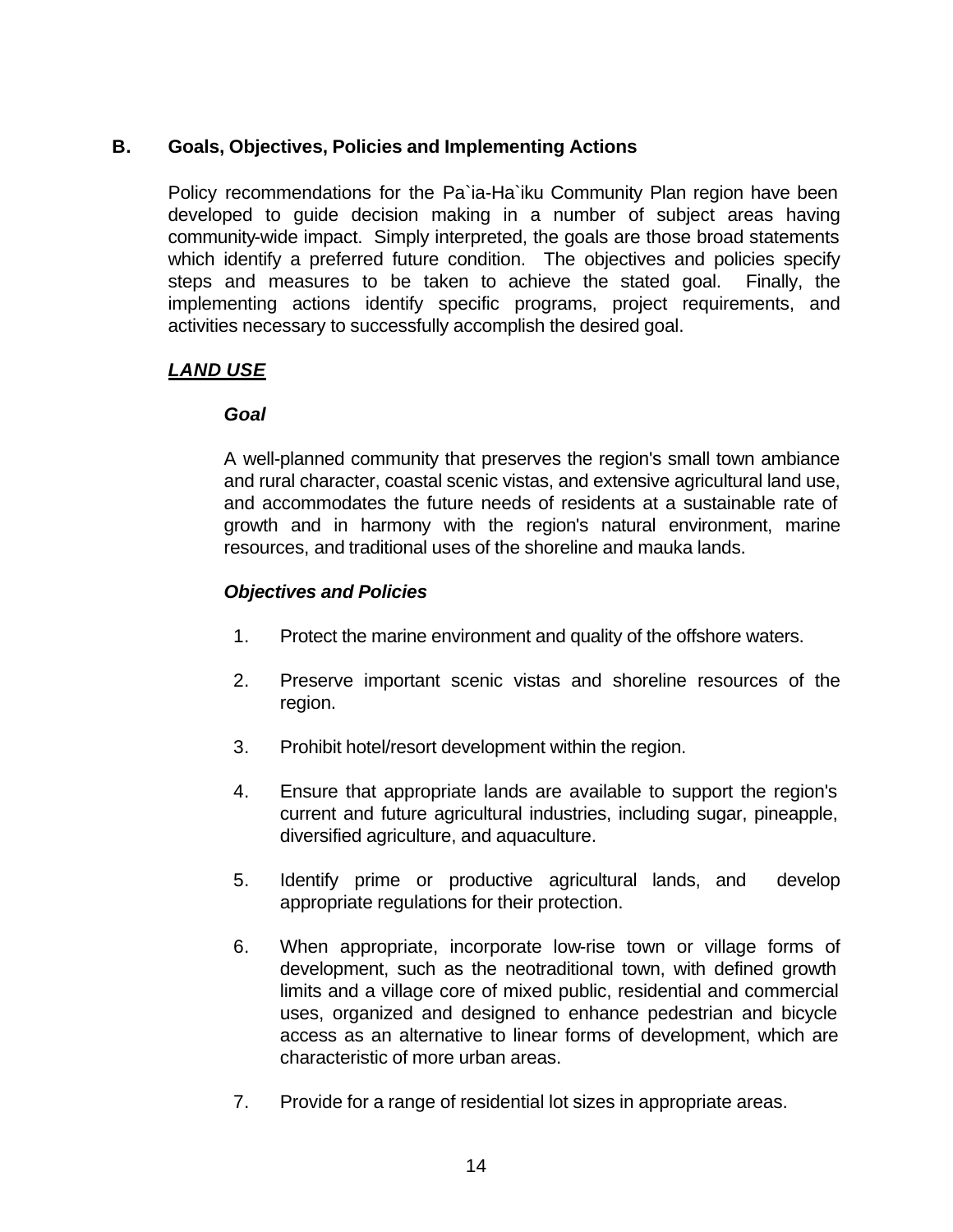## B. Goals, Objectives, Policies and Implementing Actions

Policy recommendations for the Pa`ia-Ha`iku Community Plan region have been developed to guide decision making in a number of subject areas having community-wide impact. Simply interpreted, the goals are those broad statements which identify a preferred future condition. The objectives and policies specify steps and measures to be taken to achieve the stated goal. Finally, the implementing actions identify specific programs, project requirements, and activities necessary to successfully accomplish the desired goal.

***LAND USE***

***Goal***

A well-planned community that preserves the region's small town ambiance and rural character, coastal scenic vistas, and extensive agricultural land use, and accommodates the future needs of residents at a sustainable rate of growth and in harmony with the region's natural environment, marine resources, and traditional uses of the shoreline and mauka lands.

***Objectives and Policies***

1. Protect the marine environment and quality of the offshore waters.

2. Preserve important scenic vistas and shoreline resources of the region.

3. Prohibit hotel/resort development within the region.

4. Ensure that appropriate lands are available to support the region's current and future agricultural industries, including sugar, pineapple, diversified agriculture, and aquaculture.

5. Identify prime or productive agricultural lands, and develop appropriate regulations for their protection.

6. When appropriate, incorporate low-rise town or village forms of development, such as the neotraditional town, with defined growth limits and a village core of mixed public, residential and commercial uses, organized and designed to enhance pedestrian and bicycle access as an alternative to linear forms of development, which are characteristic of more urban areas.

7. Provide for a range of residential lot sizes in appropriate areas.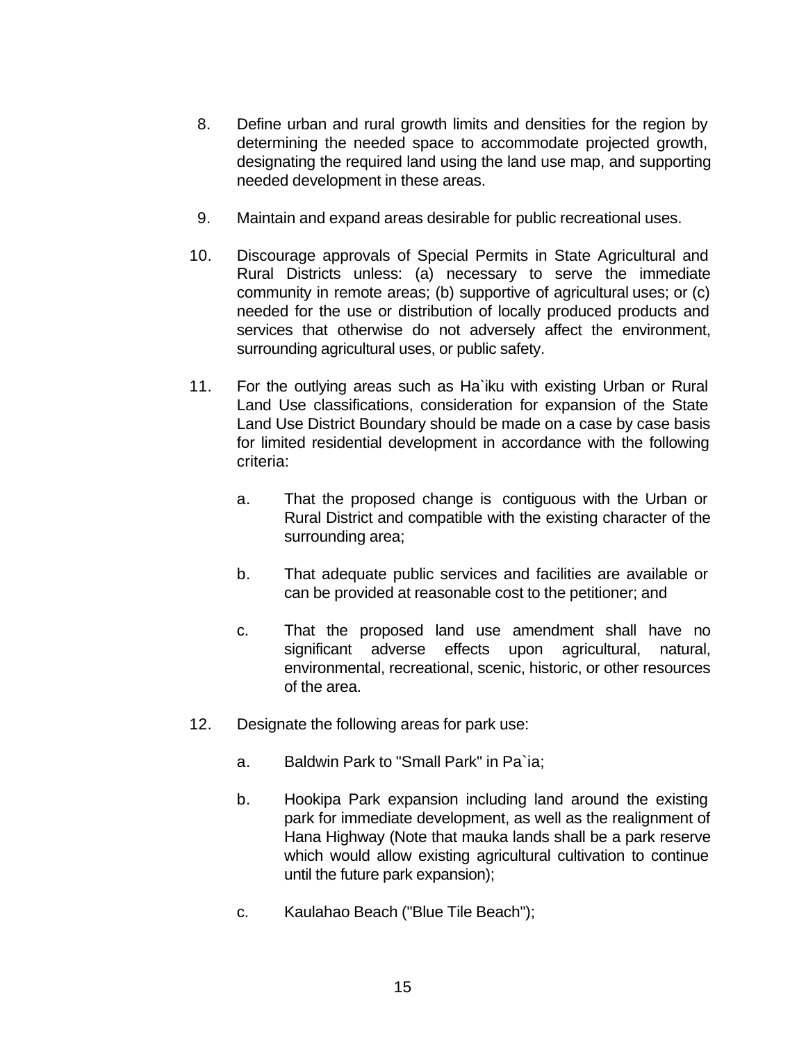8. Define urban and rural growth limits and densities for the region by determining the needed space to accommodate projected growth, designating the required land using the land use map, and supporting needed development in these areas.

9. Maintain and expand areas desirable for public recreational uses.

10. Discourage approvals of Special Permits in State Agricultural and Rural Districts unless: (a) necessary to serve the immediate community in remote areas; (b) supportive of agricultural uses; or (c) needed for the use or distribution of locally produced products and services that otherwise do not adversely affect the environment, surrounding agricultural uses, or public safety.

11. For the outlying areas such as Ha`iku with existing Urban or Rural Land Use classifications, consideration for expansion of the State Land Use District Boundary should be made on a case by case basis for limited residential development in accordance with the following criteria:

    a. That the proposed change is contiguous with the Urban or Rural District and compatible with the existing character of the surrounding area;

    b. That adequate public services and facilities are available or can be provided at reasonable cost to the petitioner; and

    c. That the proposed land use amendment shall have no significant adverse effects upon agricultural, natural, environmental, recreational, scenic, historic, or other resources of the area.

12. Designate the following areas for park use:

    a. Baldwin Park to "Small Park" in Pa`ia;

    b. Hookipa Park expansion including land around the existing park for immediate development, as well as the realignment of Hana Highway (Note that mauka lands shall be a park reserve which would allow existing agricultural cultivation to continue until the future park expansion);

    c. Kaulahao Beach ("Blue Tile Beach");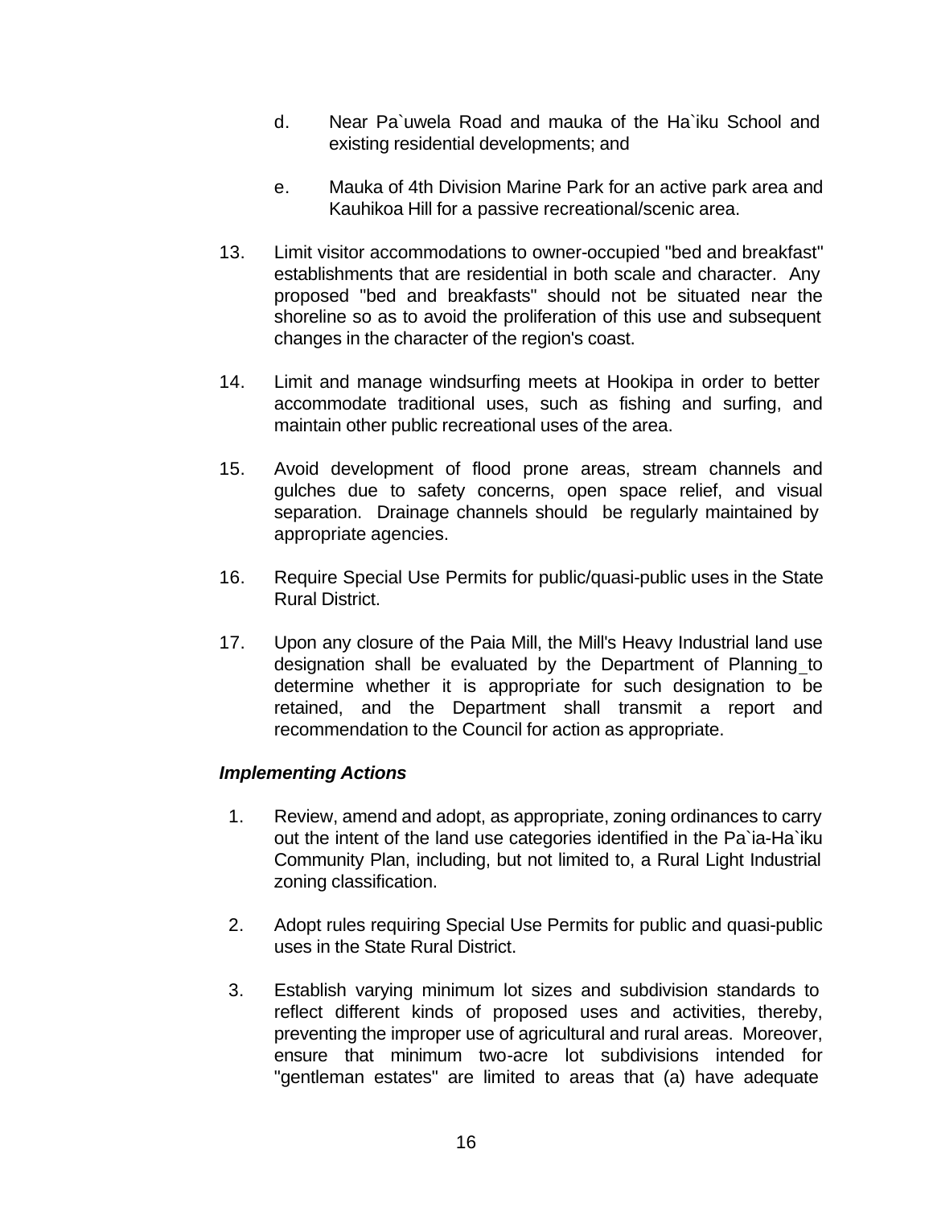d. Near Pa`uwela Road and mauka of the Ha`iku School and existing residential developments; and

e. Mauka of 4th Division Marine Park for an active park area and Kauhikoa Hill for a passive recreational/scenic area.

13. Limit visitor accommodations to owner-occupied "bed and breakfast" establishments that are residential in both scale and character. Any proposed "bed and breakfasts" should not be situated near the shoreline so as to avoid the proliferation of this use and subsequent changes in the character of the region's coast.

14. Limit and manage windsurfing meets at Hookipa in order to better accommodate traditional uses, such as fishing and surfing, and maintain other public recreational uses of the area.

15. Avoid development of flood prone areas, stream channels and gulches due to safety concerns, open space relief, and visual separation. Drainage channels should be regularly maintained by appropriate agencies.

16. Require Special Use Permits for public/quasi-public uses in the State Rural District.

17. Upon any closure of the Paia Mill, the Mill's Heavy Industrial land use designation shall be evaluated by the Department of Planning to determine whether it is appropriate for such designation to be retained, and the Department shall transmit a report and recommendation to the Council for action as appropriate.

***Implementing Actions***

1. Review, amend and adopt, as appropriate, zoning ordinances to carry out the intent of the land use categories identified in the Pa`ia-Ha`iku Community Plan, including, but not limited to, a Rural Light Industrial zoning classification.

2. Adopt rules requiring Special Use Permits for public and quasi-public uses in the State Rural District.

3. Establish varying minimum lot sizes and subdivision standards to reflect different kinds of proposed uses and activities, thereby, preventing the improper use of agricultural and rural areas. Moreover, ensure that minimum two-acre lot subdivisions intended for "gentleman estates" are limited to areas that (a) have adequate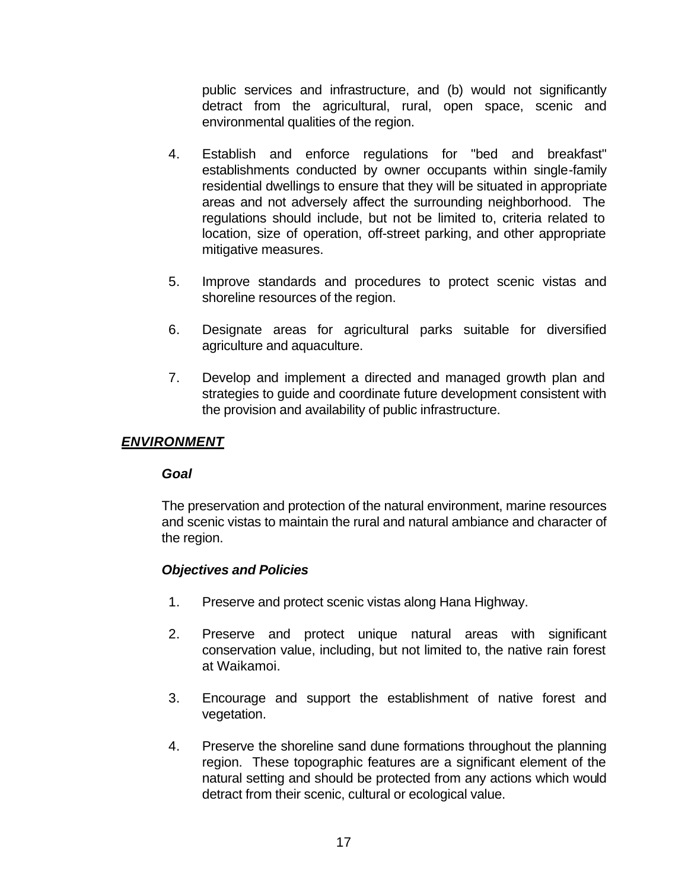public services and infrastructure, and (b) would not significantly detract from the agricultural, rural, open space, scenic and environmental qualities of the region.

4. Establish and enforce regulations for "bed and breakfast" establishments conducted by owner occupants within single-family residential dwellings to ensure that they will be situated in appropriate areas and not adversely affect the surrounding neighborhood. The regulations should include, but not be limited to, criteria related to location, size of operation, off-street parking, and other appropriate mitigative measures.

5. Improve standards and procedures to protect scenic vistas and shoreline resources of the region.

6. Designate areas for agricultural parks suitable for diversified agriculture and aquaculture.

7. Develop and implement a directed and managed growth plan and strategies to guide and coordinate future development consistent with the provision and availability of public infrastructure.

## ***ENVIRONMENT***

### ***Goal***

The preservation and protection of the natural environment, marine resources and scenic vistas to maintain the rural and natural ambiance and character of the region.

### ***Objectives and Policies***

1. Preserve and protect scenic vistas along Hana Highway.

2. Preserve and protect unique natural areas with significant conservation value, including, but not limited to, the native rain forest at Waikamoi.

3. Encourage and support the establishment of native forest and vegetation.

4. Preserve the shoreline sand dune formations throughout the planning region. These topographic features are a significant element of the natural setting and should be protected from any actions which would detract from their scenic, cultural or ecological value.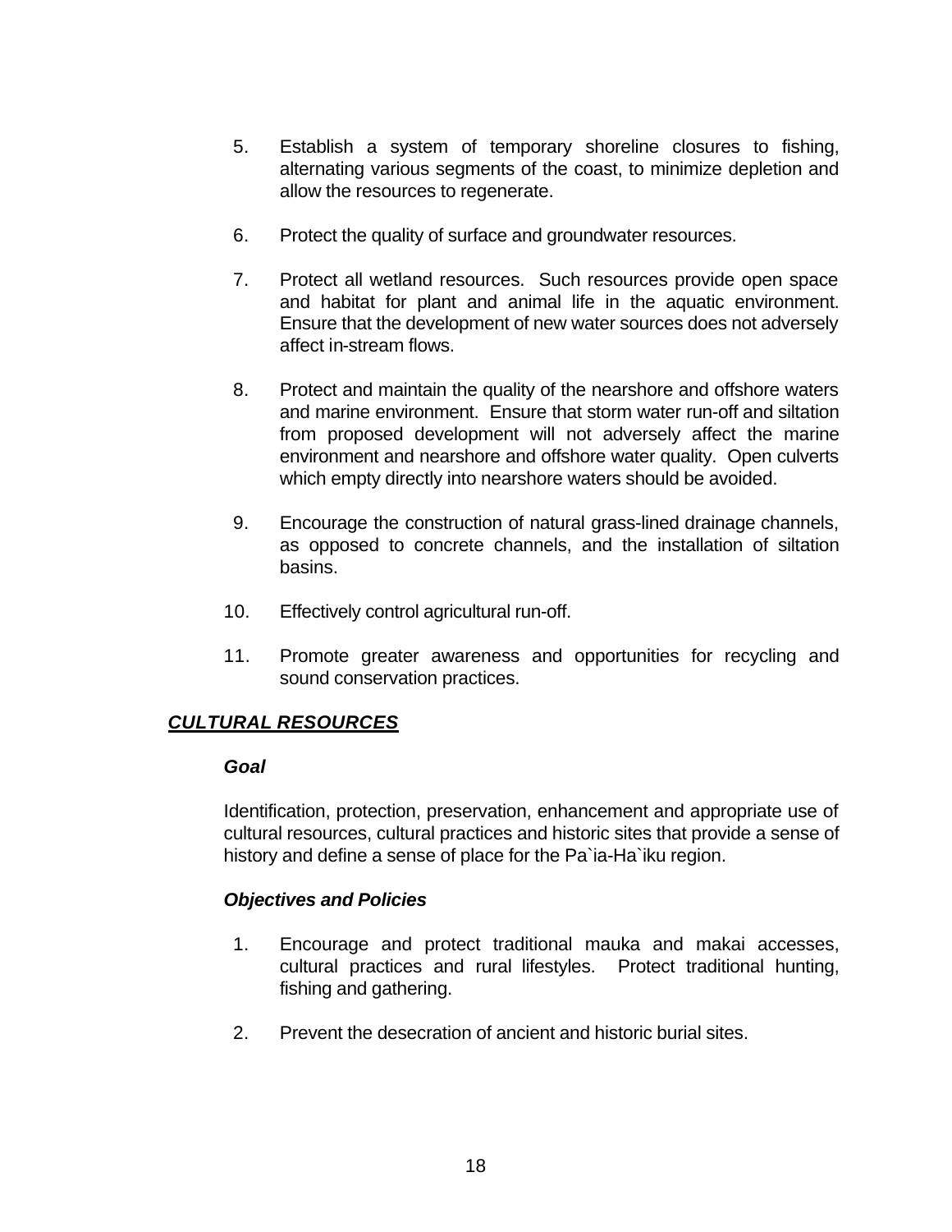5. Establish a system of temporary shoreline closures to fishing, alternating various segments of the coast, to minimize depletion and allow the resources to regenerate.

6. Protect the quality of surface and groundwater resources.

7. Protect all wetland resources. Such resources provide open space and habitat for plant and animal life in the aquatic environment. Ensure that the development of new water sources does not adversely affect in-stream flows.

8. Protect and maintain the quality of the nearshore and offshore waters and marine environment. Ensure that storm water run-off and siltation from proposed development will not adversely affect the marine environment and nearshore and offshore water quality. Open culverts which empty directly into nearshore waters should be avoided.

9. Encourage the construction of natural grass-lined drainage channels, as opposed to concrete channels, and the installation of siltation basins.

10. Effectively control agricultural run-off.

11. Promote greater awareness and opportunities for recycling and sound conservation practices.

## ***CULTURAL RESOURCES***

### *Goal*

Identification, protection, preservation, enhancement and appropriate use of cultural resources, cultural practices and historic sites that provide a sense of history and define a sense of place for the Pa`ia-Ha`iku region.

### *Objectives and Policies*

1. Encourage and protect traditional mauka and makai accesses, cultural practices and rural lifestyles. Protect traditional hunting, fishing and gathering.

2. Prevent the desecration of ancient and historic burial sites.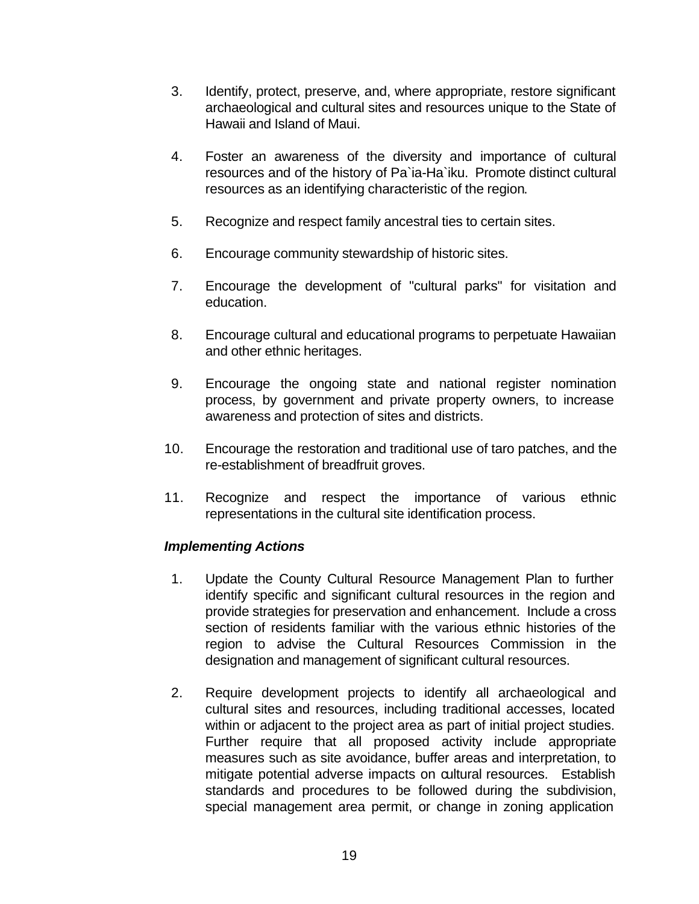3. Identify, protect, preserve, and, where appropriate, restore significant archaeological and cultural sites and resources unique to the State of Hawaii and Island of Maui.

4. Foster an awareness of the diversity and importance of cultural resources and of the history of Pa`ia-Ha`iku. Promote distinct cultural resources as an identifying characteristic of the region.

5. Recognize and respect family ancestral ties to certain sites.

6. Encourage community stewardship of historic sites.

7. Encourage the development of "cultural parks" for visitation and education.

8. Encourage cultural and educational programs to perpetuate Hawaiian and other ethnic heritages.

9. Encourage the ongoing state and national register nomination process, by government and private property owners, to increase awareness and protection of sites and districts.

10. Encourage the restoration and traditional use of taro patches, and the re-establishment of breadfruit groves.

11. Recognize and respect the importance of various ethnic representations in the cultural site identification process.

***Implementing Actions***

1. Update the County Cultural Resource Management Plan to further identify specific and significant cultural resources in the region and provide strategies for preservation and enhancement. Include a cross section of residents familiar with the various ethnic histories of the region to advise the Cultural Resources Commission in the designation and management of significant cultural resources.

2. Require development projects to identify all archaeological and cultural sites and resources, including traditional accesses, located within or adjacent to the project area as part of initial project studies. Further require that all proposed activity include appropriate measures such as site avoidance, buffer areas and interpretation, to mitigate potential adverse impacts on cultural resources. Establish standards and procedures to be followed during the subdivision, special management area permit, or change in zoning application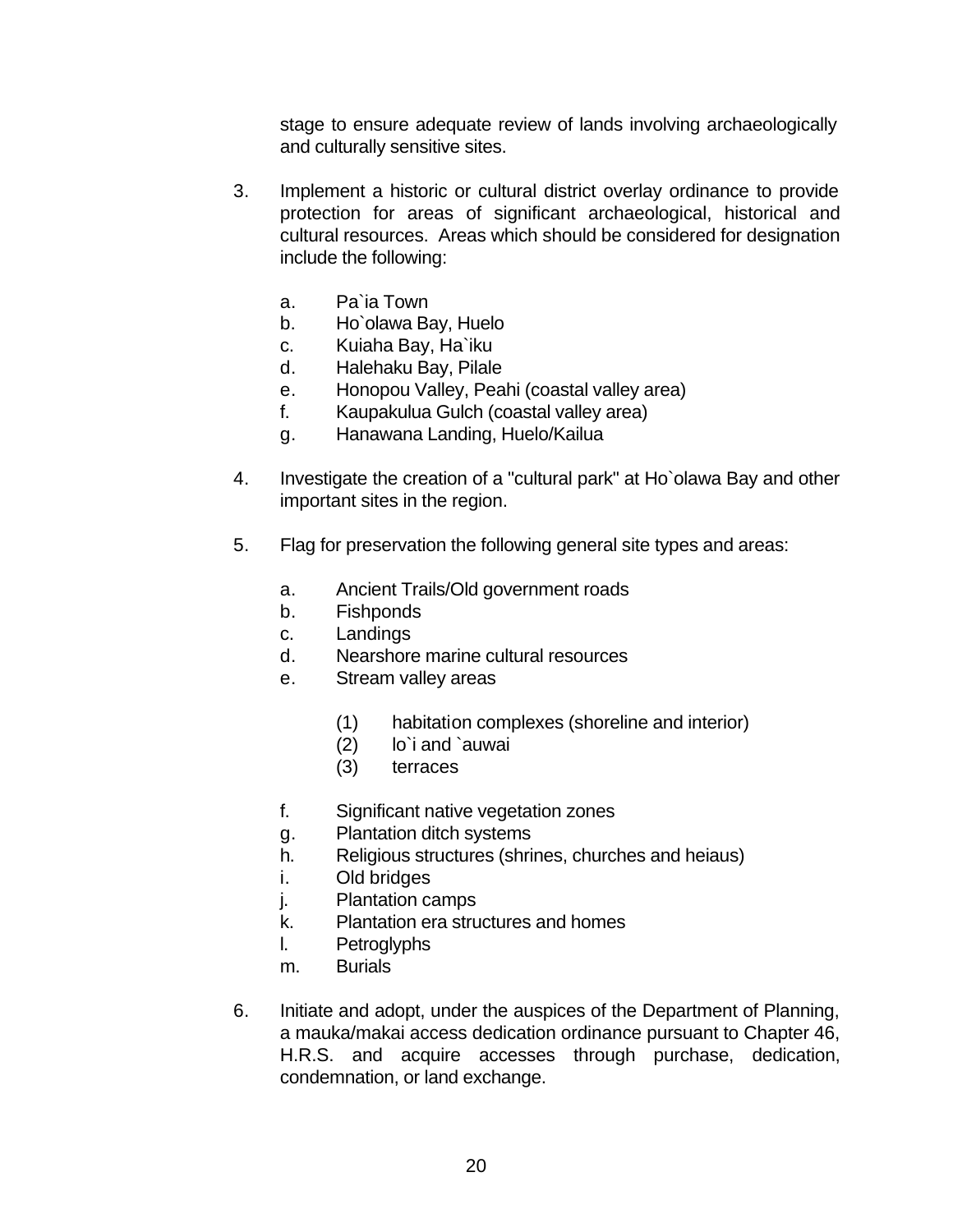stage to ensure adequate review of lands involving archaeologically and culturally sensitive sites.

3. Implement a historic or cultural district overlay ordinance to provide protection for areas of significant archaeological, historical and cultural resources. Areas which should be considered for designation include the following:

   a. Pa`ia Town
   b. Ho`olawa Bay, Huelo
   c. Kuiaha Bay, Ha`iku
   d. Halehaku Bay, Pilale
   e. Honopou Valley, Peahi (coastal valley area)
   f. Kaupakulua Gulch (coastal valley area)
   g. Hanawana Landing, Huelo/Kailua

4. Investigate the creation of a "cultural park" at Ho`olawa Bay and other important sites in the region.

5. Flag for preservation the following general site types and areas:

   a. Ancient Trails/Old government roads
   b. Fishponds
   c. Landings
   d. Nearshore marine cultural resources
   e. Stream valley areas

      (1) habitation complexes (shoreline and interior)
      (2) lo`i and `auwai
      (3) terraces

   f. Significant native vegetation zones
   g. Plantation ditch systems
   h. Religious structures (shrines, churches and heiaus)
   i. Old bridges
   j. Plantation camps
   k. Plantation era structures and homes
   l. Petroglyphs
   m. Burials

6. Initiate and adopt, under the auspices of the Department of Planning, a mauka/makai access dedication ordinance pursuant to Chapter 46, H.R.S. and acquire accesses through purchase, dedication, condemnation, or land exchange.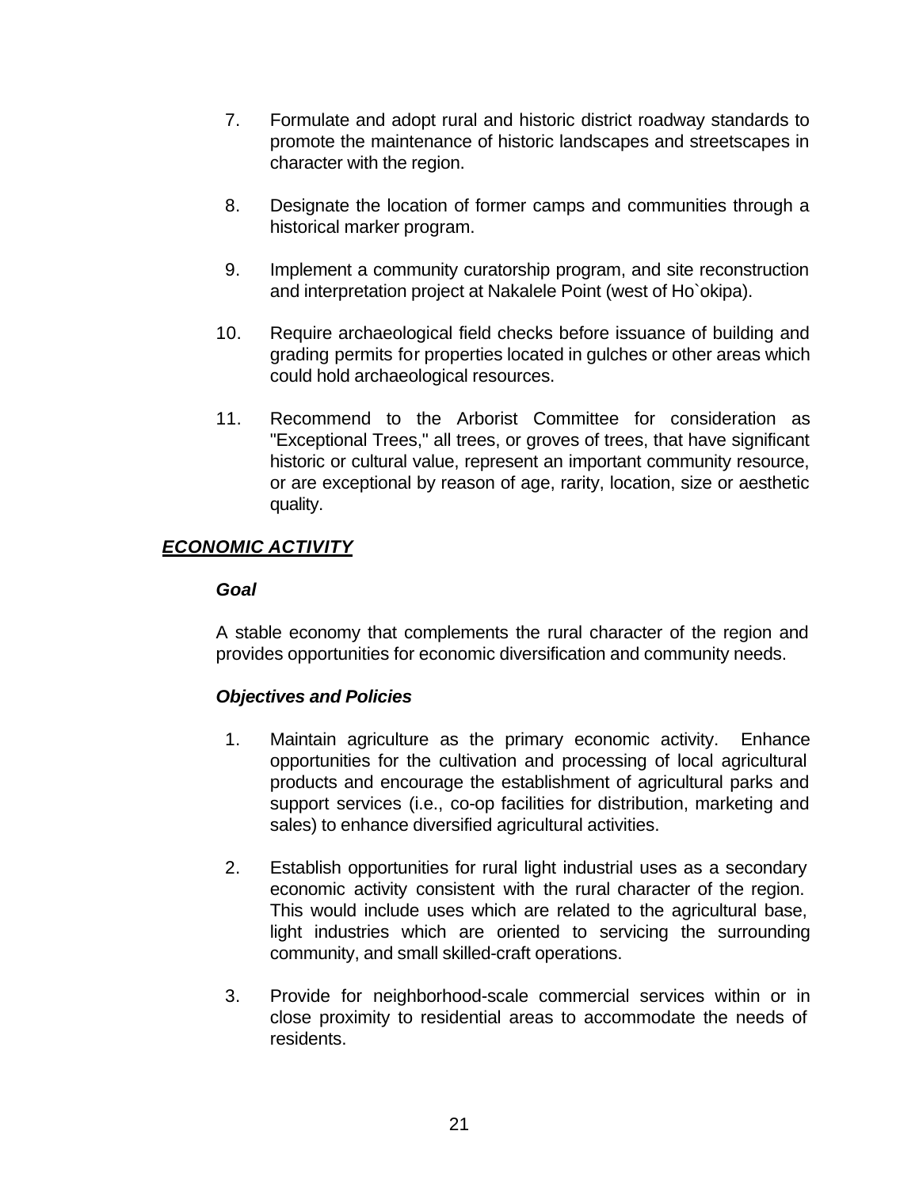7. Formulate and adopt rural and historic district roadway standards to promote the maintenance of historic landscapes and streetscapes in character with the region.

8. Designate the location of former camps and communities through a historical marker program.

9. Implement a community curatorship program, and site reconstruction and interpretation project at Nakalele Point (west of Ho`okipa).

10. Require archaeological field checks before issuance of building and grading permits for properties located in gulches or other areas which could hold archaeological resources.

11. Recommend to the Arborist Committee for consideration as "Exceptional Trees," all trees, or groves of trees, that have significant historic or cultural value, represent an important community resource, or are exceptional by reason of age, rarity, location, size or aesthetic quality.

## ***ECONOMIC ACTIVITY***

### ***Goal***

A stable economy that complements the rural character of the region and provides opportunities for economic diversification and community needs.

### ***Objectives and Policies***

1. Maintain agriculture as the primary economic activity. Enhance opportunities for the cultivation and processing of local agricultural products and encourage the establishment of agricultural parks and support services (i.e., co-op facilities for distribution, marketing and sales) to enhance diversified agricultural activities.

2. Establish opportunities for rural light industrial uses as a secondary economic activity consistent with the rural character of the region. This would include uses which are related to the agricultural base, light industries which are oriented to servicing the surrounding community, and small skilled-craft operations.

3. Provide for neighborhood-scale commercial services within or in close proximity to residential areas to accommodate the needs of residents.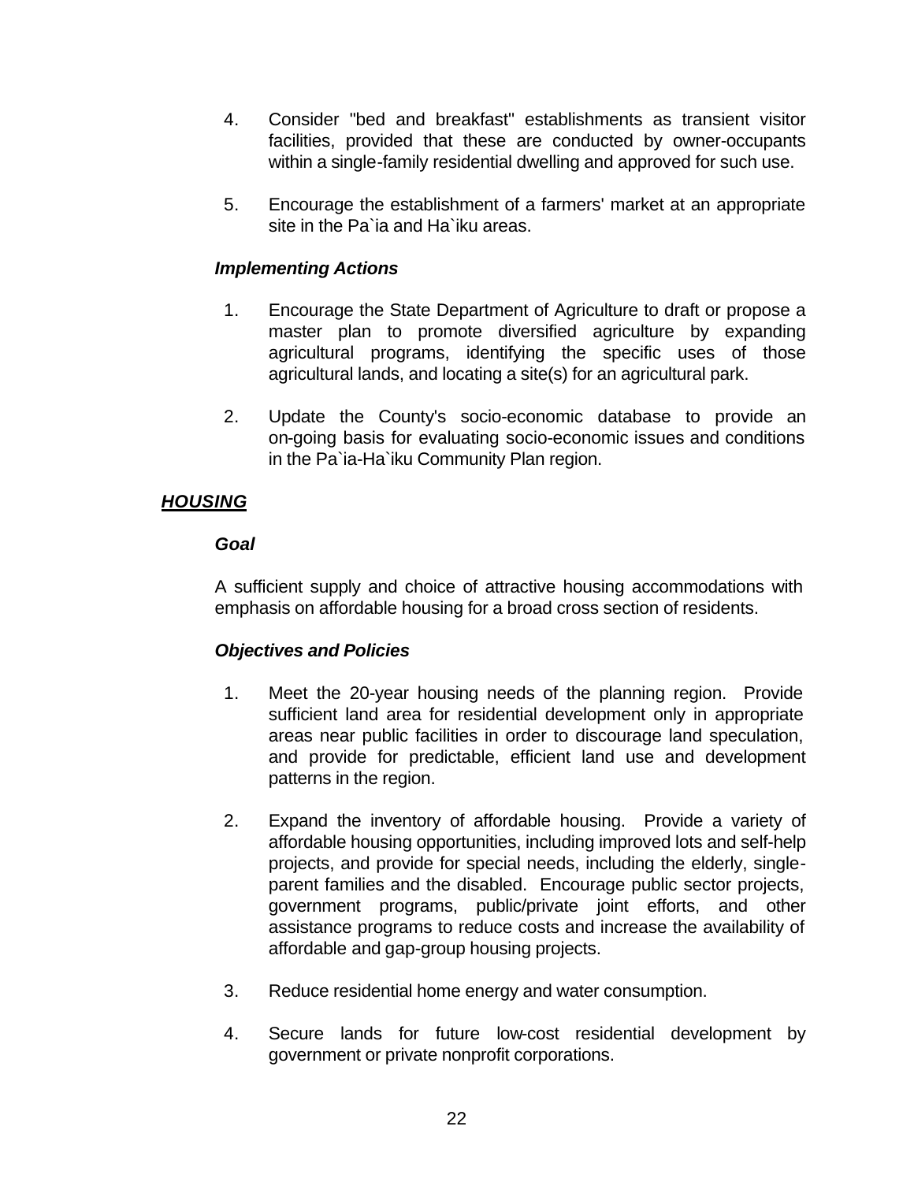4. Consider "bed and breakfast" establishments as transient visitor facilities, provided that these are conducted by owner-occupants within a single-family residential dwelling and approved for such use.

5. Encourage the establishment of a farmers' market at an appropriate site in the Pa`ia and Ha`iku areas.

***Implementing Actions***

1. Encourage the State Department of Agriculture to draft or propose a master plan to promote diversified agriculture by expanding agricultural programs, identifying the specific uses of those agricultural lands, and locating a site(s) for an agricultural park.

2. Update the County's socio-economic database to provide an on-going basis for evaluating socio-economic issues and conditions in the Pa`ia-Ha`iku Community Plan region.

## ***HOUSING***

***Goal***

A sufficient supply and choice of attractive housing accommodations with emphasis on affordable housing for a broad cross section of residents.

***Objectives and Policies***

1. Meet the 20-year housing needs of the planning region. Provide sufficient land area for residential development only in appropriate areas near public facilities in order to discourage land speculation, and provide for predictable, efficient land use and development patterns in the region.

2. Expand the inventory of affordable housing. Provide a variety of affordable housing opportunities, including improved lots and self-help projects, and provide for special needs, including the elderly, single-parent families and the disabled. Encourage public sector projects, government programs, public/private joint efforts, and other assistance programs to reduce costs and increase the availability of affordable and gap-group housing projects.

3. Reduce residential home energy and water consumption.

4. Secure lands for future low-cost residential development by government or private nonprofit corporations.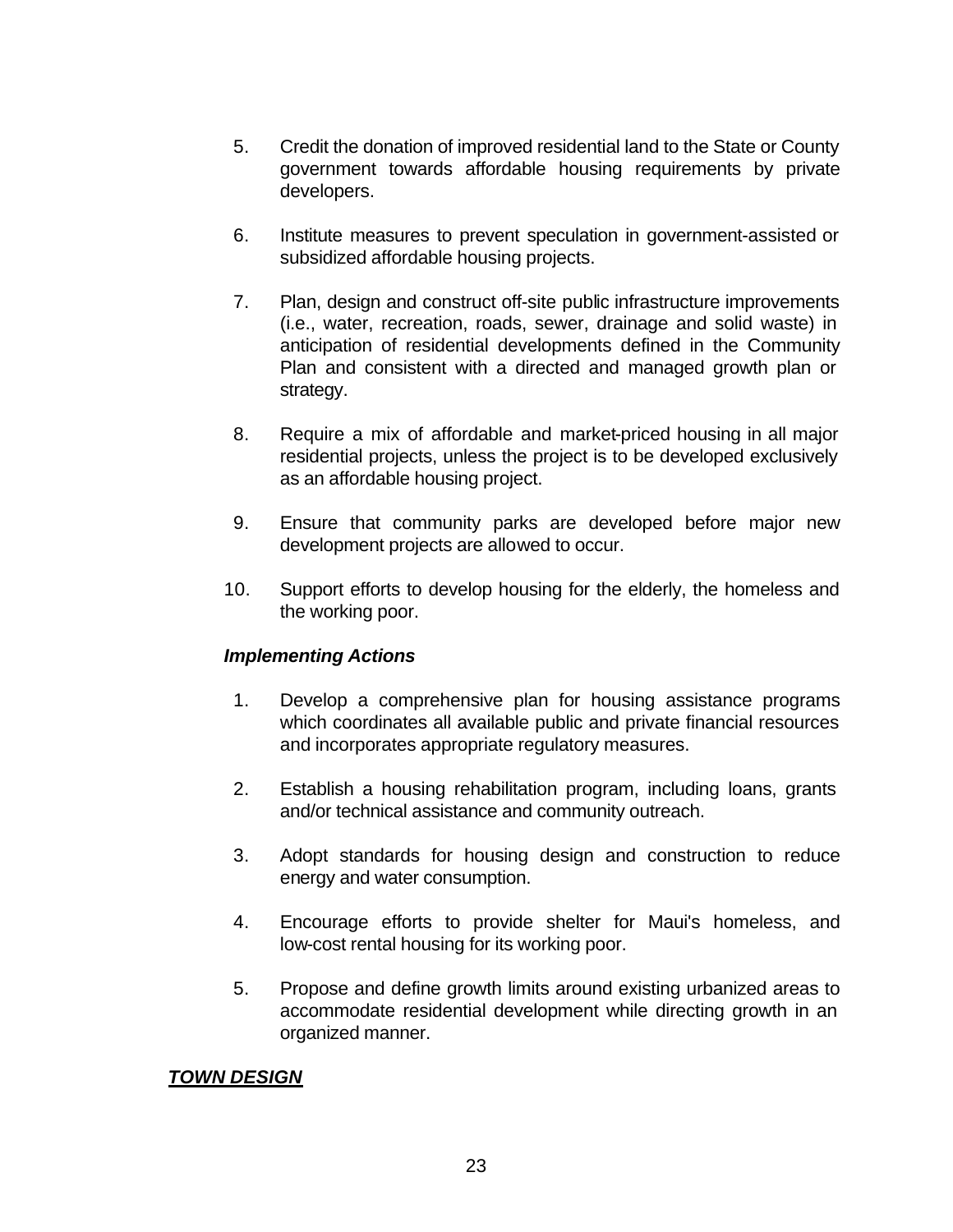5. Credit the donation of improved residential land to the State or County government towards affordable housing requirements by private developers.

6. Institute measures to prevent speculation in government-assisted or subsidized affordable housing projects.

7. Plan, design and construct off-site public infrastructure improvements (i.e., water, recreation, roads, sewer, drainage and solid waste) in anticipation of residential developments defined in the Community Plan and consistent with a directed and managed growth plan or strategy.

8. Require a mix of affordable and market-priced housing in all major residential projects, unless the project is to be developed exclusively as an affordable housing project.

9. Ensure that community parks are developed before major new development projects are allowed to occur.

10. Support efforts to develop housing for the elderly, the homeless and the working poor.

***Implementing Actions***

1. Develop a comprehensive plan for housing assistance programs which coordinates all available public and private financial resources and incorporates appropriate regulatory measures.

2. Establish a housing rehabilitation program, including loans, grants and/or technical assistance and community outreach.

3. Adopt standards for housing design and construction to reduce energy and water consumption.

4. Encourage efforts to provide shelter for Maui's homeless, and low-cost rental housing for its working poor.

5. Propose and define growth limits around existing urbanized areas to accommodate residential development while directing growth in an organized manner.

***<u>TOWN DESIGN</u>***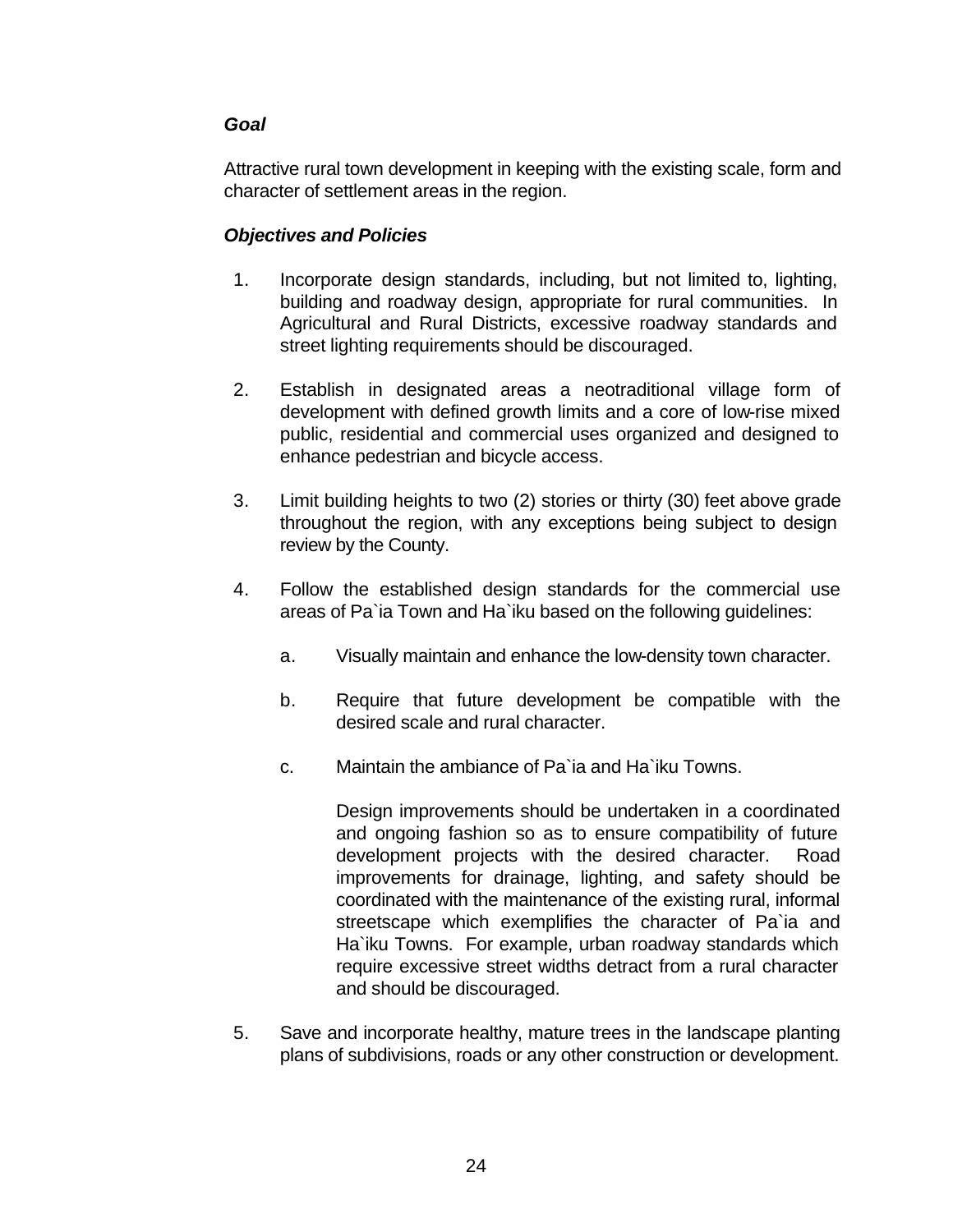***Goal***

Attractive rural town development in keeping with the existing scale, form and character of settlement areas in the region.

***Objectives and Policies***

1. Incorporate design standards, including, but not limited to, lighting, building and roadway design, appropriate for rural communities. In Agricultural and Rural Districts, excessive roadway standards and street lighting requirements should be discouraged.

2. Establish in designated areas a neotraditional village form of development with defined growth limits and a core of low-rise mixed public, residential and commercial uses organized and designed to enhance pedestrian and bicycle access.

3. Limit building heights to two (2) stories or thirty (30) feet above grade throughout the region, with any exceptions being subject to design review by the County.

4. Follow the established design standards for the commercial use areas of Pa`ia Town and Ha`iku based on the following guidelines:

   a. Visually maintain and enhance the low-density town character.

   b. Require that future development be compatible with the desired scale and rural character.

   c. Maintain the ambiance of Pa`ia and Ha`iku Towns.

   Design improvements should be undertaken in a coordinated and ongoing fashion so as to ensure compatibility of future development projects with the desired character. Road improvements for drainage, lighting, and safety should be coordinated with the maintenance of the existing rural, informal streetscape which exemplifies the character of Pa`ia and Ha`iku Towns. For example, urban roadway standards which require excessive street widths detract from a rural character and should be discouraged.

5. Save and incorporate healthy, mature trees in the landscape planting plans of subdivisions, roads or any other construction or development.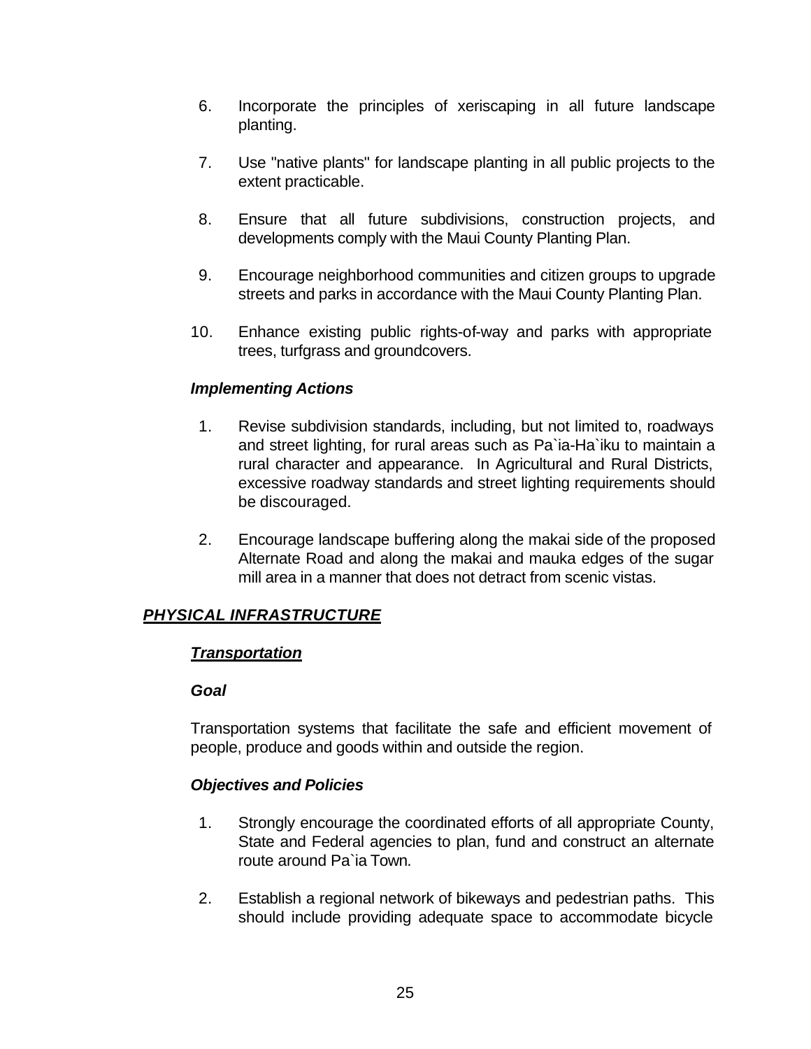6. Incorporate the principles of xeriscaping in all future landscape planting.

7. Use "native plants" for landscape planting in all public projects to the extent practicable.

8. Ensure that all future subdivisions, construction projects, and developments comply with the Maui County Planting Plan.

9. Encourage neighborhood communities and citizen groups to upgrade streets and parks in accordance with the Maui County Planting Plan.

10. Enhance existing public rights-of-way and parks with appropriate trees, turfgrass and groundcovers.

***Implementing Actions***

1. Revise subdivision standards, including, but not limited to, roadways and street lighting, for rural areas such as Pa`ia-Ha`iku to maintain a rural character and appearance. In Agricultural and Rural Districts, excessive roadway standards and street lighting requirements should be discouraged.

2. Encourage landscape buffering along the makai side of the proposed Alternate Road and along the makai and mauka edges of the sugar mill area in a manner that does not detract from scenic vistas.

## ***PHYSICAL INFRASTRUCTURE***

### ***Transportation***

***Goal***

Transportation systems that facilitate the safe and efficient movement of people, produce and goods within and outside the region.

***Objectives and Policies***

1. Strongly encourage the coordinated efforts of all appropriate County, State and Federal agencies to plan, fund and construct an alternate route around Pa`ia Town.

2. Establish a regional network of bikeways and pedestrian paths. This should include providing adequate space to accommodate bicycle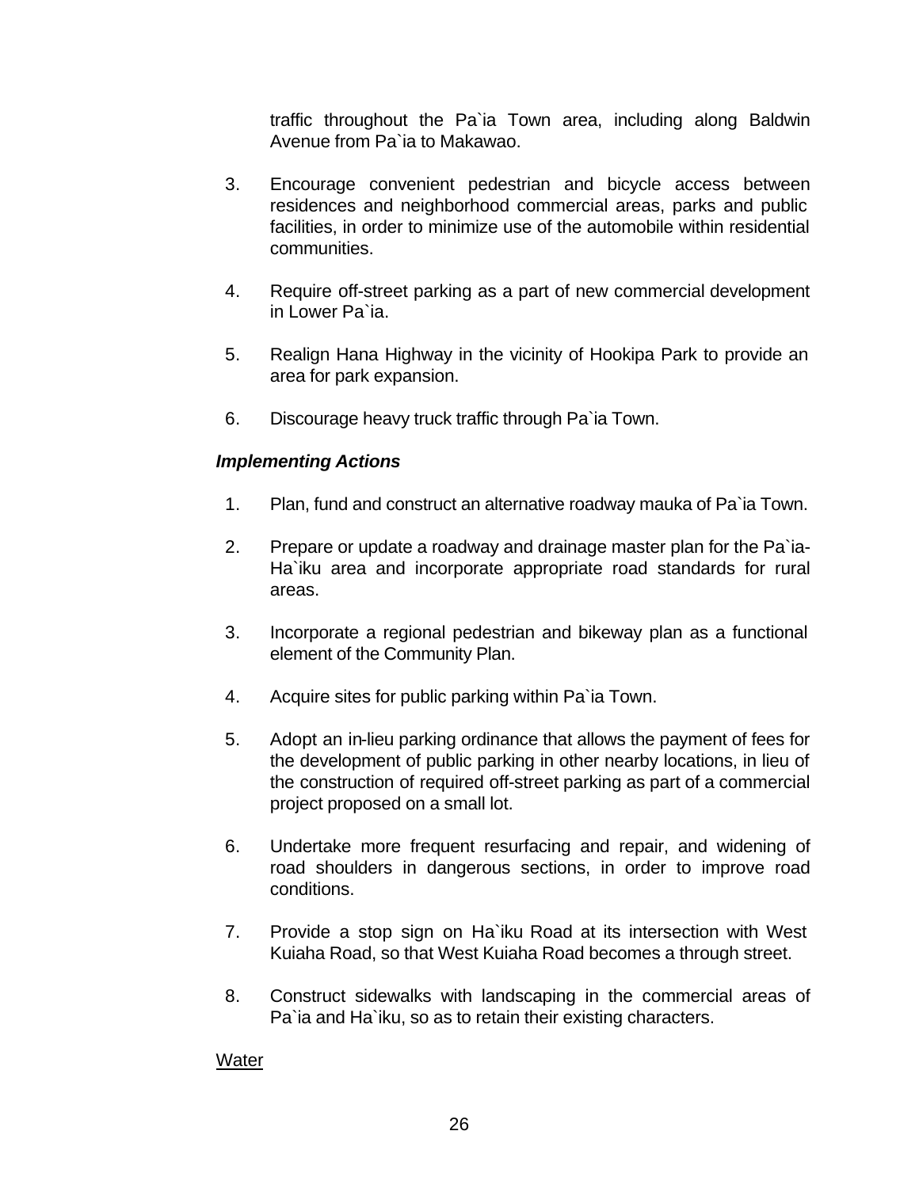traffic throughout the Pa`ia Town area, including along Baldwin Avenue from Pa`ia to Makawao.

3. Encourage convenient pedestrian and bicycle access between residences and neighborhood commercial areas, parks and public facilities, in order to minimize use of the automobile within residential communities.

4. Require off-street parking as a part of new commercial development in Lower Pa`ia.

5. Realign Hana Highway in the vicinity of Hookipa Park to provide an area for park expansion.

6. Discourage heavy truck traffic through Pa`ia Town.

***Implementing Actions***

1. Plan, fund and construct an alternative roadway mauka of Pa`ia Town.

2. Prepare or update a roadway and drainage master plan for the Pa`ia-Ha`iku area and incorporate appropriate road standards for rural areas.

3. Incorporate a regional pedestrian and bikeway plan as a functional element of the Community Plan.

4. Acquire sites for public parking within Pa`ia Town.

5. Adopt an in-lieu parking ordinance that allows the payment of fees for the development of public parking in other nearby locations, in lieu of the construction of required off-street parking as part of a commercial project proposed on a small lot.

6. Undertake more frequent resurfacing and repair, and widening of road shoulders in dangerous sections, in order to improve road conditions.

7. Provide a stop sign on Ha`iku Road at its intersection with West Kuiaha Road, so that West Kuiaha Road becomes a through street.

8. Construct sidewalks with landscaping in the commercial areas of Pa`ia and Ha`iku, so as to retain their existing characters.

<u>Water</u>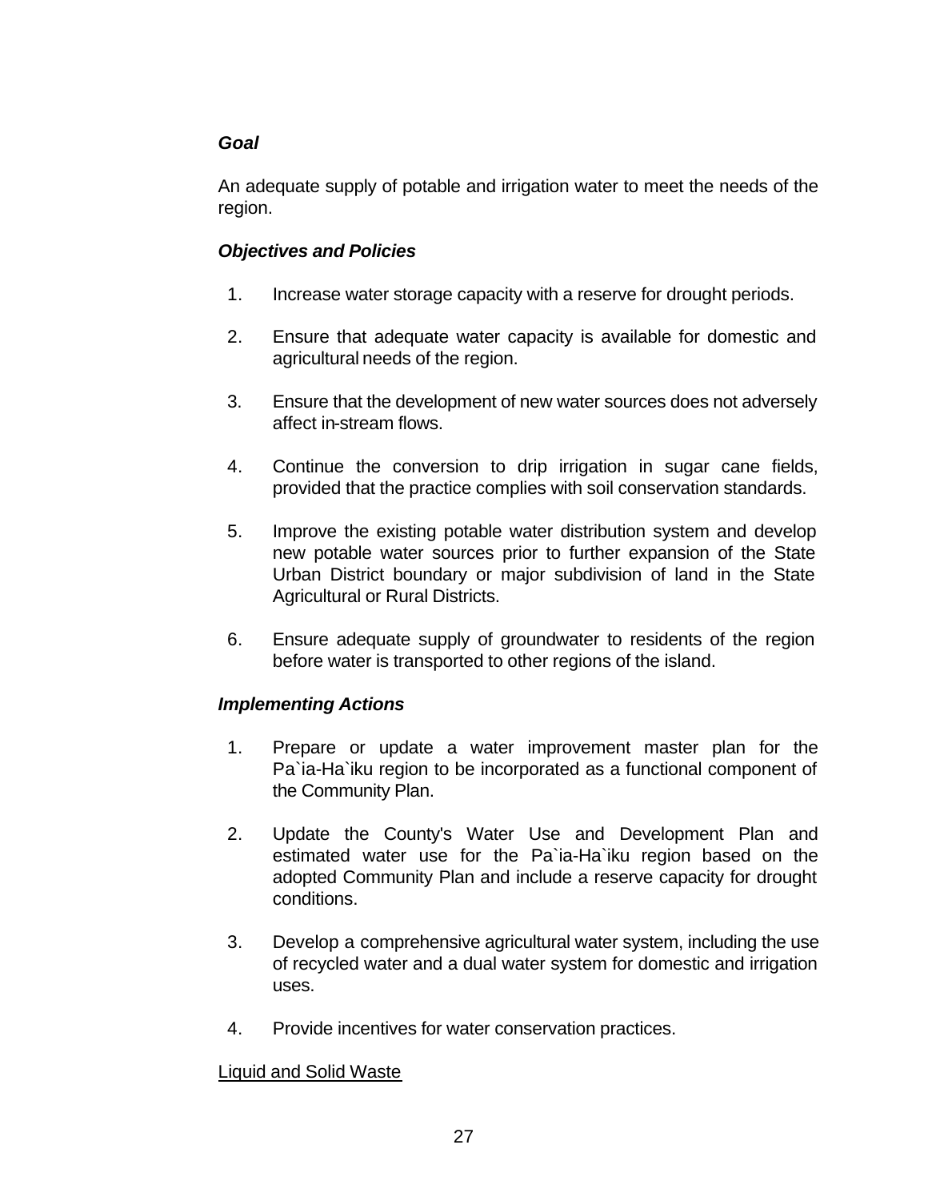***Goal***

An adequate supply of potable and irrigation water to meet the needs of the region.

***Objectives and Policies***

1. Increase water storage capacity with a reserve for drought periods.

2. Ensure that adequate water capacity is available for domestic and agricultural needs of the region.

3. Ensure that the development of new water sources does not adversely affect in-stream flows.

4. Continue the conversion to drip irrigation in sugar cane fields, provided that the practice complies with soil conservation standards.

5. Improve the existing potable water distribution system and develop new potable water sources prior to further expansion of the State Urban District boundary or major subdivision of land in the State Agricultural or Rural Districts.

6. Ensure adequate supply of groundwater to residents of the region before water is transported to other regions of the island.

***Implementing Actions***

1. Prepare or update a water improvement master plan for the Pa`ia-Ha`iku region to be incorporated as a functional component of the Community Plan.

2. Update the County's Water Use and Development Plan and estimated water use for the Pa`ia-Ha`iku region based on the adopted Community Plan and include a reserve capacity for drought conditions.

3. Develop a comprehensive agricultural water system, including the use of recycled water and a dual water system for domestic and irrigation uses.

4. Provide incentives for water conservation practices.

<u>Liquid and Solid Waste</u>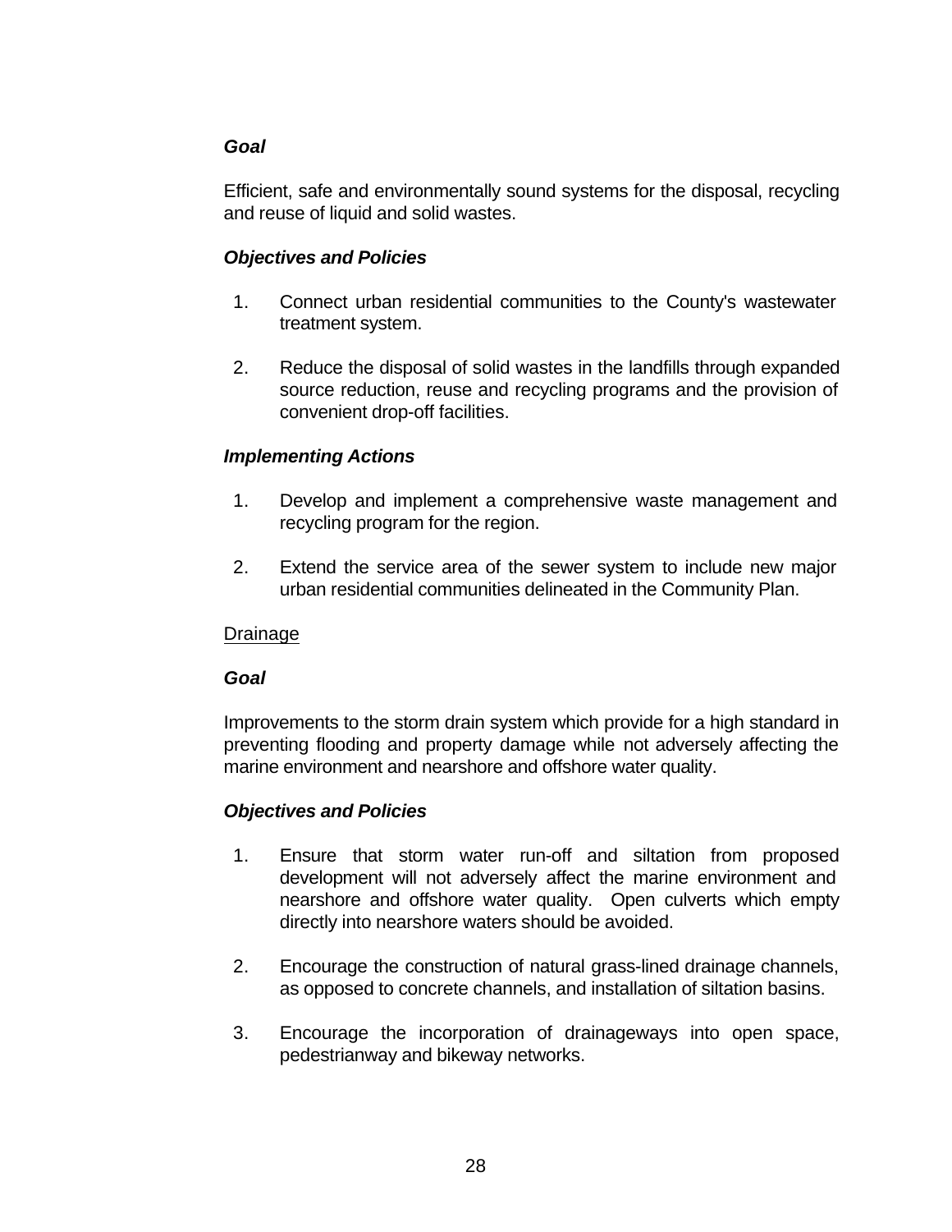***Goal***

Efficient, safe and environmentally sound systems for the disposal, recycling and reuse of liquid and solid wastes.

***Objectives and Policies***

1. Connect urban residential communities to the County's wastewater treatment system.

2. Reduce the disposal of solid wastes in the landfills through expanded source reduction, reuse and recycling programs and the provision of convenient drop-off facilities.

***Implementing Actions***

1. Develop and implement a comprehensive waste management and recycling program for the region.

2. Extend the service area of the sewer system to include new major urban residential communities delineated in the Community Plan.

<u>Drainage</u>

***Goal***

Improvements to the storm drain system which provide for a high standard in preventing flooding and property damage while not adversely affecting the marine environment and nearshore and offshore water quality.

***Objectives and Policies***

1. Ensure that storm water run-off and siltation from proposed development will not adversely affect the marine environment and nearshore and offshore water quality. Open culverts which empty directly into nearshore waters should be avoided.

2. Encourage the construction of natural grass-lined drainage channels, as opposed to concrete channels, and installation of siltation basins.

3. Encourage the incorporation of drainageways into open space, pedestrianway and bikeway networks.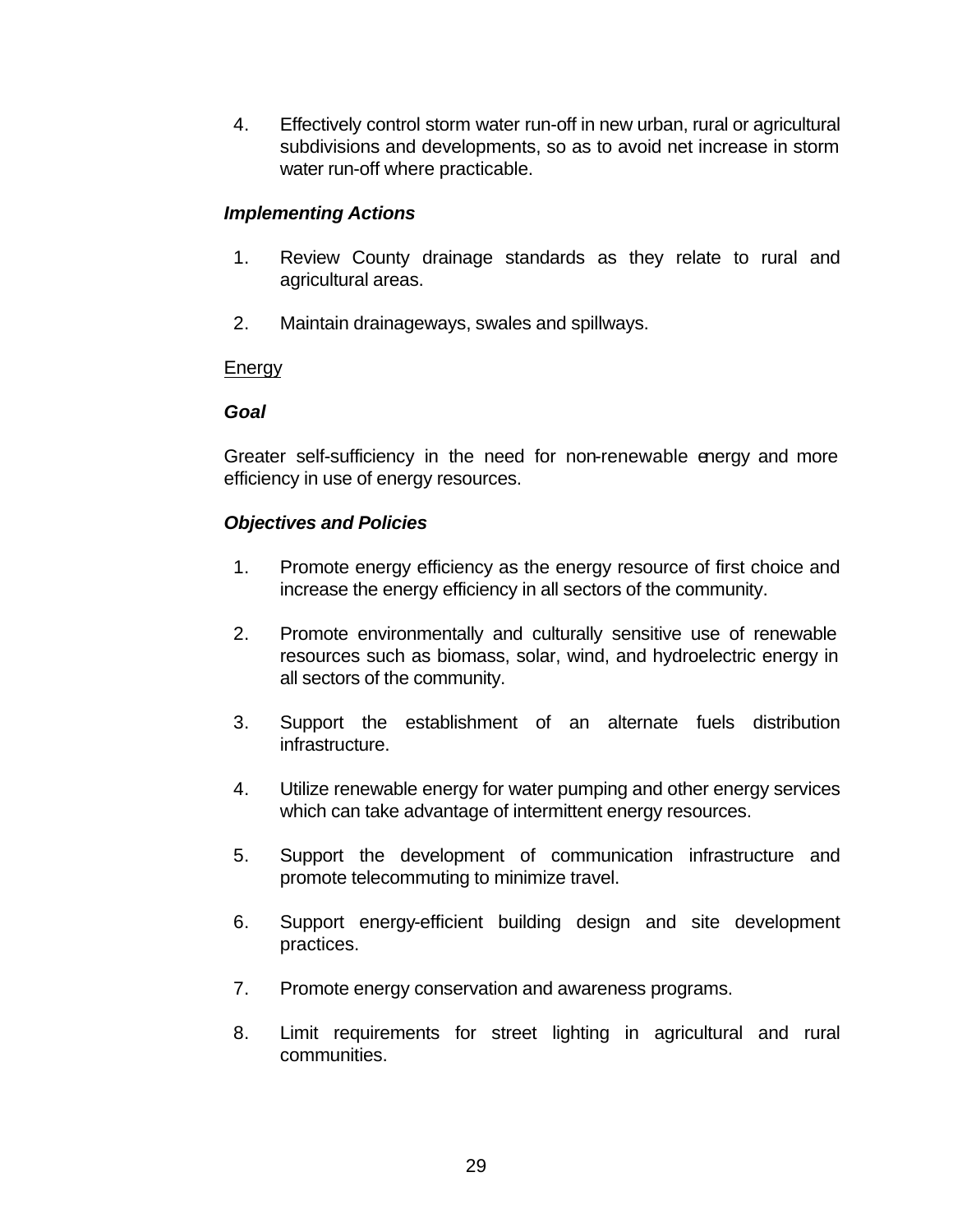4. Effectively control storm water run-off in new urban, rural or agricultural subdivisions and developments, so as to avoid net increase in storm water run-off where practicable.

***Implementing Actions***

1. Review County drainage standards as they relate to rural and agricultural areas.

2. Maintain drainageways, swales and spillways.

<u>Energy</u>

***Goal***

Greater self-sufficiency in the need for non-renewable energy and more efficiency in use of energy resources.

***Objectives and Policies***

1. Promote energy efficiency as the energy resource of first choice and increase the energy efficiency in all sectors of the community.

2. Promote environmentally and culturally sensitive use of renewable resources such as biomass, solar, wind, and hydroelectric energy in all sectors of the community.

3. Support the establishment of an alternate fuels distribution infrastructure.

4. Utilize renewable energy for water pumping and other energy services which can take advantage of intermittent energy resources.

5. Support the development of communication infrastructure and promote telecommuting to minimize travel.

6. Support energy-efficient building design and site development practices.

7. Promote energy conservation and awareness programs.

8. Limit requirements for street lighting in agricultural and rural communities.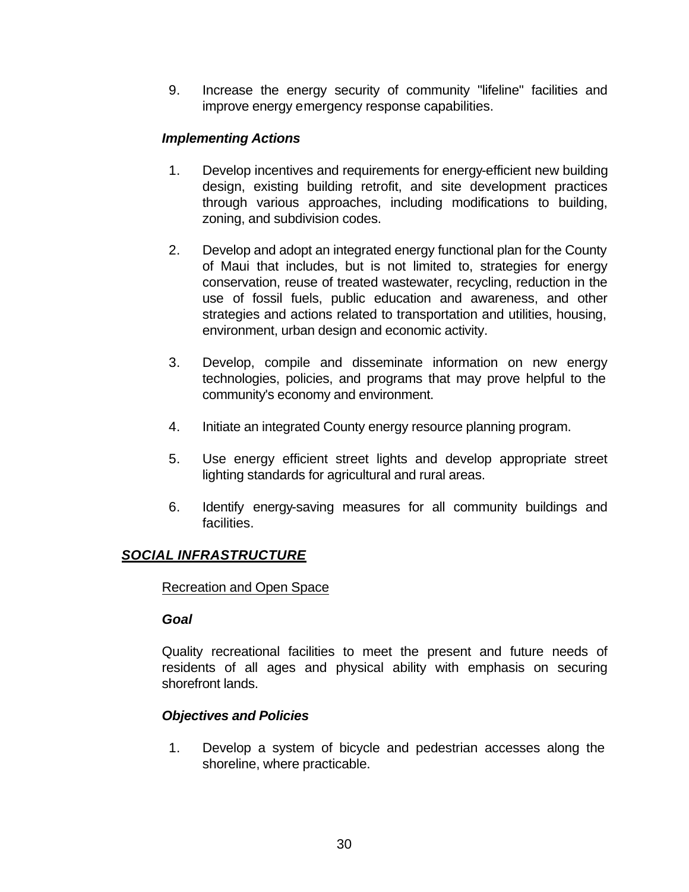9. Increase the energy security of community "lifeline" facilities and improve energy emergency response capabilities.

***Implementing Actions***

1. Develop incentives and requirements for energy-efficient new building design, existing building retrofit, and site development practices through various approaches, including modifications to building, zoning, and subdivision codes.

2. Develop and adopt an integrated energy functional plan for the County of Maui that includes, but is not limited to, strategies for energy conservation, reuse of treated wastewater, recycling, reduction in the use of fossil fuels, public education and awareness, and other strategies and actions related to transportation and utilities, housing, environment, urban design and economic activity.

3. Develop, compile and disseminate information on new energy technologies, policies, and programs that may prove helpful to the community's economy and environment.

4. Initiate an integrated County energy resource planning program.

5. Use energy efficient street lights and develop appropriate street lighting standards for agricultural and rural areas.

6. Identify energy-saving measures for all community buildings and facilities.

## ***SOCIAL INFRASTRUCTURE***

### Recreation and Open Space

***Goal***

Quality recreational facilities to meet the present and future needs of residents of all ages and physical ability with emphasis on securing shorefront lands.

***Objectives and Policies***

1. Develop a system of bicycle and pedestrian accesses along the shoreline, where practicable.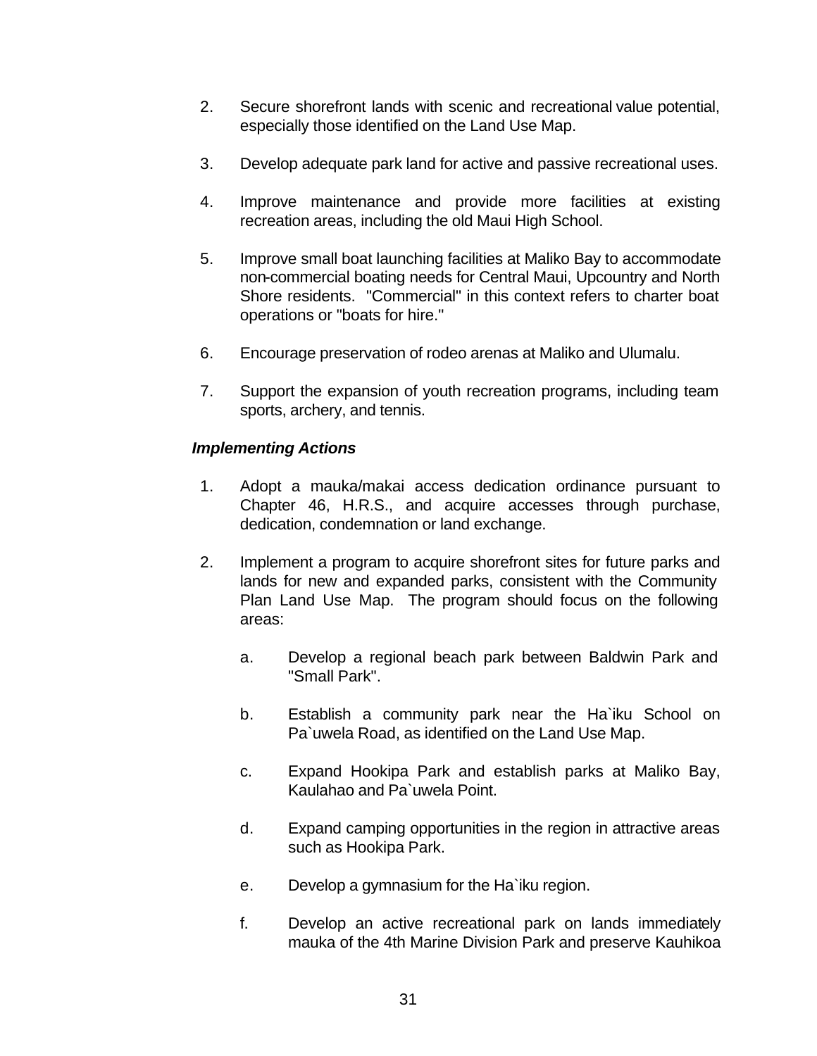2. Secure shorefront lands with scenic and recreational value potential, especially those identified on the Land Use Map.

3. Develop adequate park land for active and passive recreational uses.

4. Improve maintenance and provide more facilities at existing recreation areas, including the old Maui High School.

5. Improve small boat launching facilities at Maliko Bay to accommodate non-commercial boating needs for Central Maui, Upcountry and North Shore residents. "Commercial" in this context refers to charter boat operations or "boats for hire."

6. Encourage preservation of rodeo arenas at Maliko and Ulumalu.

7. Support the expansion of youth recreation programs, including team sports, archery, and tennis.

***Implementing Actions***

1. Adopt a mauka/makai access dedication ordinance pursuant to Chapter 46, H.R.S., and acquire accesses through purchase, dedication, condemnation or land exchange.

2. Implement a program to acquire shorefront sites for future parks and lands for new and expanded parks, consistent with the Community Plan Land Use Map. The program should focus on the following areas:

   a. Develop a regional beach park between Baldwin Park and "Small Park".

   b. Establish a community park near the Ha`iku School on Pa`uwela Road, as identified on the Land Use Map.

   c. Expand Hookipa Park and establish parks at Maliko Bay, Kaulahao and Pa`uwela Point.

   d. Expand camping opportunities in the region in attractive areas such as Hookipa Park.

   e. Develop a gymnasium for the Ha`iku region.

   f. Develop an active recreational park on lands immediately mauka of the 4th Marine Division Park and preserve Kauhikoa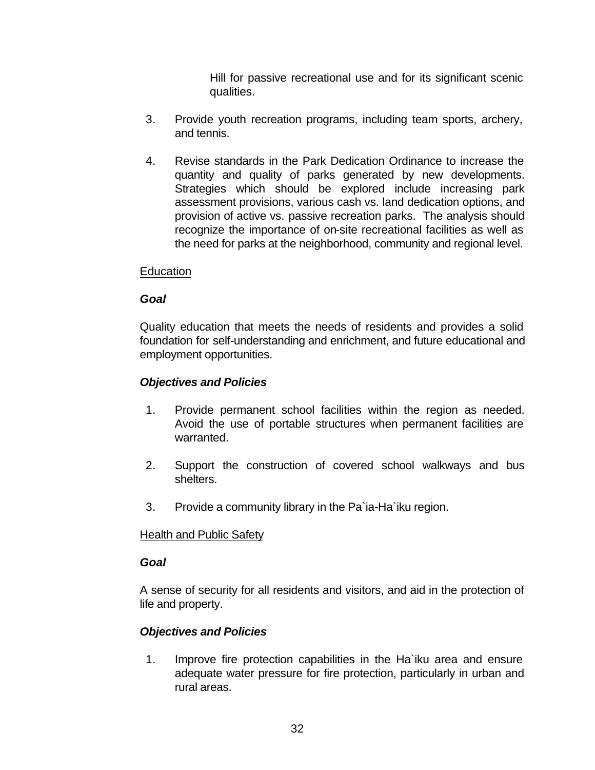Hill for passive recreational use and for its significant scenic qualities.

3. Provide youth recreation programs, including team sports, archery, and tennis.

4. Revise standards in the Park Dedication Ordinance to increase the quantity and quality of parks generated by new developments. Strategies which should be explored include increasing park assessment provisions, various cash vs. land dedication options, and provision of active vs. passive recreation parks. The analysis should recognize the importance of on-site recreational facilities as well as the need for parks at the neighborhood, community and regional level.

<u>Education</u>

***Goal***

Quality education that meets the needs of residents and provides a solid foundation for self-understanding and enrichment, and future educational and employment opportunities.

***Objectives and Policies***

1. Provide permanent school facilities within the region as needed. Avoid the use of portable structures when permanent facilities are warranted.

2. Support the construction of covered school walkways and bus shelters.

3. Provide a community library in the Pa`ia-Ha`iku region.

<u>Health and Public Safety</u>

***Goal***

A sense of security for all residents and visitors, and aid in the protection of life and property.

***Objectives and Policies***

1. Improve fire protection capabilities in the Ha`iku area and ensure adequate water pressure for fire protection, particularly in urban and rural areas.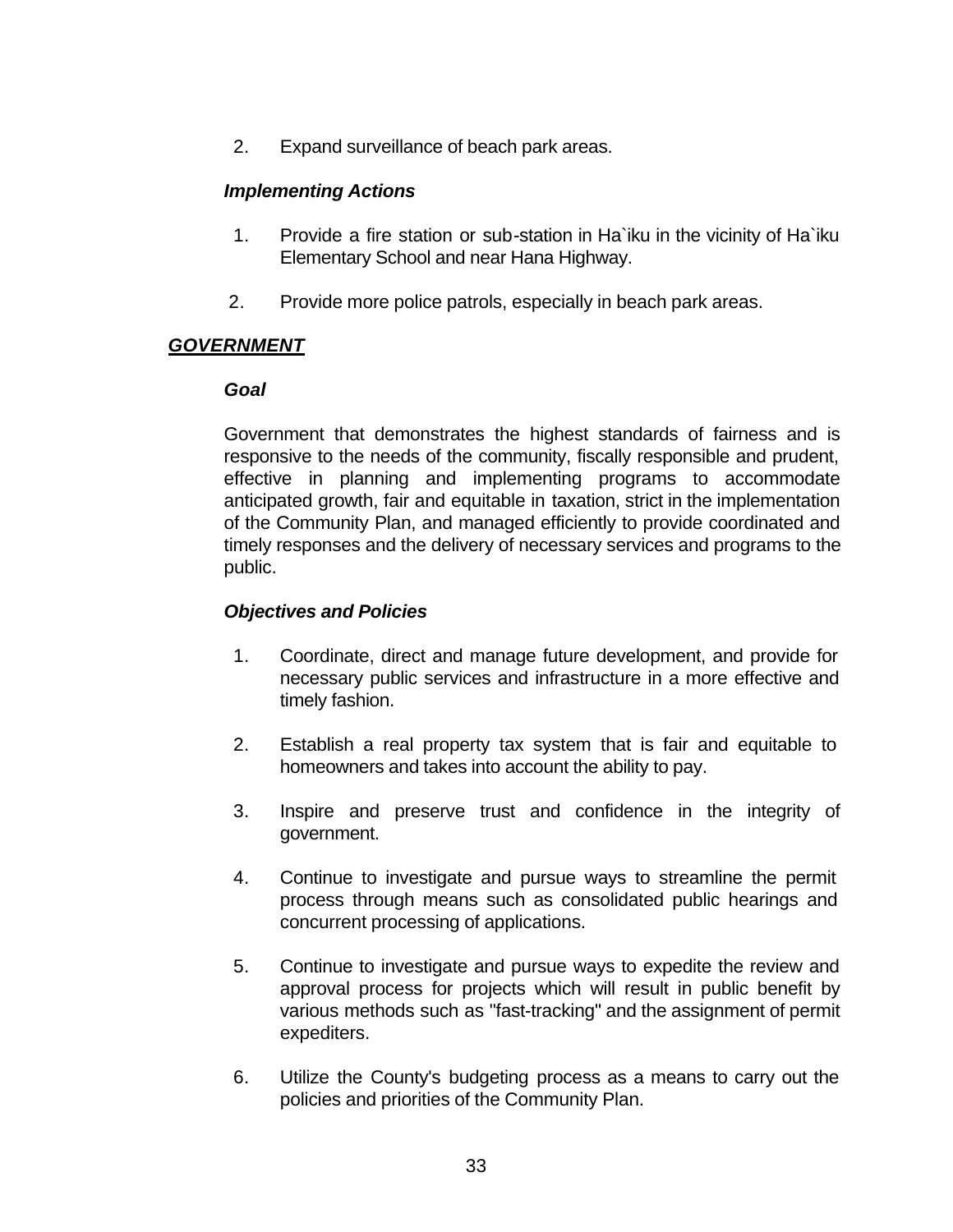2. Expand surveillance of beach park areas.

***Implementing Actions***

1. Provide a fire station or sub-station in Ha`iku in the vicinity of Ha`iku Elementary School and near Hana Highway.

2. Provide more police patrols, especially in beach park areas.

## ***GOVERNMENT***

***Goal***

Government that demonstrates the highest standards of fairness and is responsive to the needs of the community, fiscally responsible and prudent, effective in planning and implementing programs to accommodate anticipated growth, fair and equitable in taxation, strict in the implementation of the Community Plan, and managed efficiently to provide coordinated and timely responses and the delivery of necessary services and programs to the public.

***Objectives and Policies***

1. Coordinate, direct and manage future development, and provide for necessary public services and infrastructure in a more effective and timely fashion.

2. Establish a real property tax system that is fair and equitable to homeowners and takes into account the ability to pay.

3. Inspire and preserve trust and confidence in the integrity of government.

4. Continue to investigate and pursue ways to streamline the permit process through means such as consolidated public hearings and concurrent processing of applications.

5. Continue to investigate and pursue ways to expedite the review and approval process for projects which will result in public benefit by various methods such as "fast-tracking" and the assignment of permit expediters.

6. Utilize the County's budgeting process as a means to carry out the policies and priorities of the Community Plan.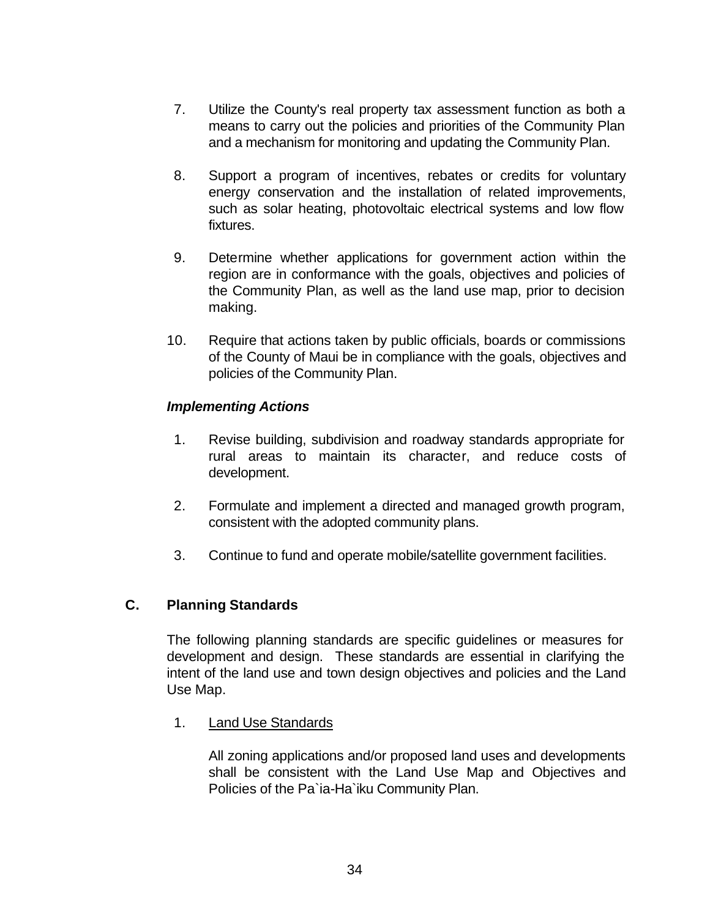7. Utilize the County's real property tax assessment function as both a means to carry out the policies and priorities of the Community Plan and a mechanism for monitoring and updating the Community Plan.

8. Support a program of incentives, rebates or credits for voluntary energy conservation and the installation of related improvements, such as solar heating, photovoltaic electrical systems and low flow fixtures.

9. Determine whether applications for government action within the region are in conformance with the goals, objectives and policies of the Community Plan, as well as the land use map, prior to decision making.

10. Require that actions taken by public officials, boards or commissions of the County of Maui be in compliance with the goals, objectives and policies of the Community Plan.

***Implementing Actions***

1. Revise building, subdivision and roadway standards appropriate for rural areas to maintain its character, and reduce costs of development.

2. Formulate and implement a directed and managed growth program, consistent with the adopted community plans.

3. Continue to fund and operate mobile/satellite government facilities.

## C. Planning Standards

The following planning standards are specific guidelines or measures for development and design. These standards are essential in clarifying the intent of the land use and town design objectives and policies and the Land Use Map.

1. <u>Land Use Standards</u>

   All zoning applications and/or proposed land uses and developments shall be consistent with the Land Use Map and Objectives and Policies of the Pa`ia-Ha`iku Community Plan.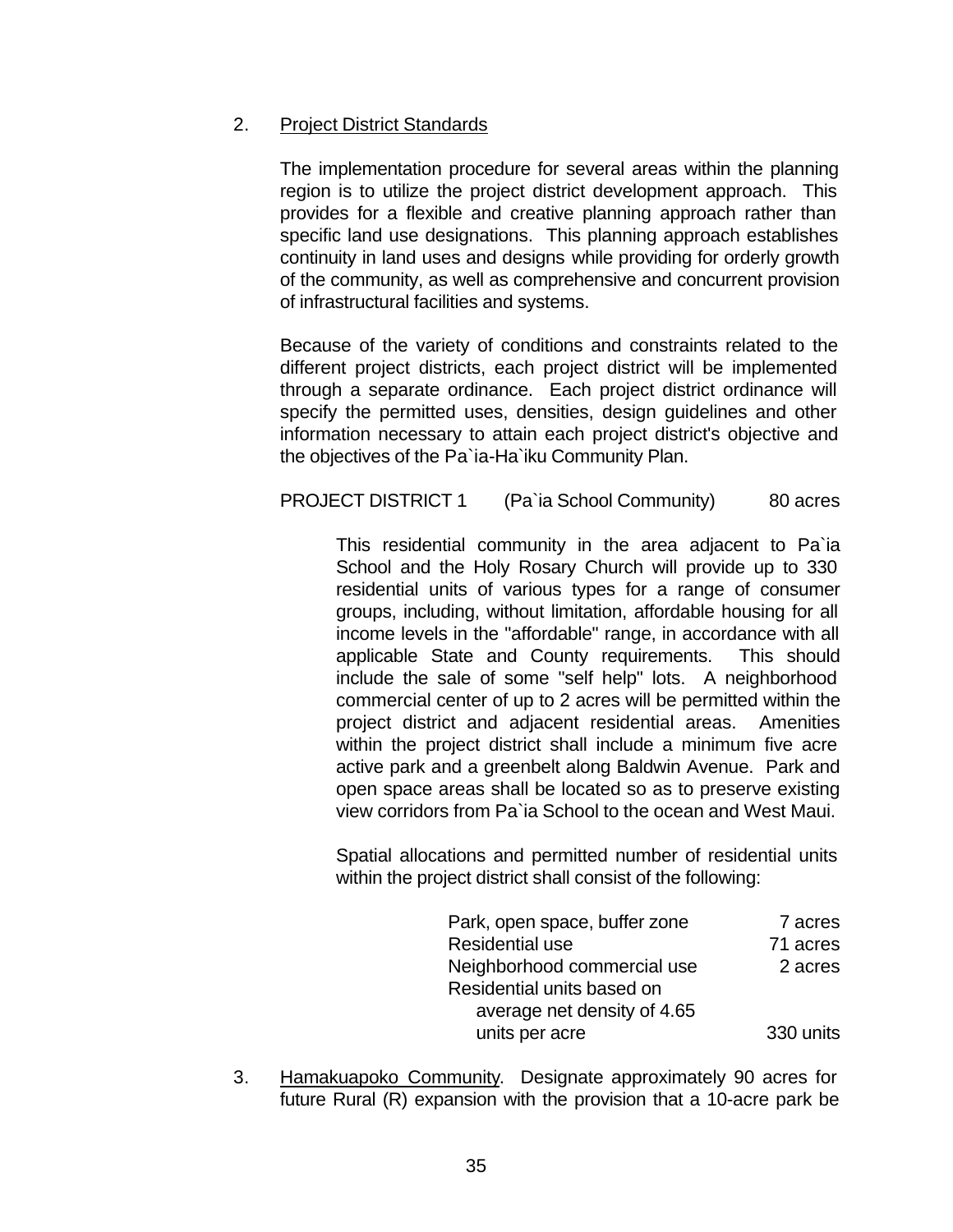2. <u>Project District Standards</u>

   The implementation procedure for several areas within the planning region is to utilize the project district development approach. This provides for a flexible and creative planning approach rather than specific land use designations. This planning approach establishes continuity in land uses and designs while providing for orderly growth of the community, as well as comprehensive and concurrent provision of infrastructural facilities and systems.

   Because of the variety of conditions and constraints related to the different project districts, each project district will be implemented through a separate ordinance. Each project district ordinance will specify the permitted uses, densities, design guidelines and other information necessary to attain each project district's objective and the objectives of the Pa`ia-Ha`iku Community Plan.

   PROJECT DISTRICT 1 (Pa`ia School Community) 80 acres

   This residential community in the area adjacent to Pa`ia School and the Holy Rosary Church will provide up to 330 residential units of various types for a range of consumer groups, including, without limitation, affordable housing for all income levels in the "affordable" range, in accordance with all applicable State and County requirements. This should include the sale of some "self help" lots. A neighborhood commercial center of up to 2 acres will be permitted within the project district and adjacent residential areas. Amenities within the project district shall include a minimum five acre active park and a greenbelt along Baldwin Avenue. Park and open space areas shall be located so as to preserve existing view corridors from Pa`ia School to the ocean and West Maui.

   Spatial allocations and permitted number of residential units within the project district shall consist of the following:

   | | |
   |---|---|
   | Park, open space, buffer zone | 7 acres |
   | Residential use | 71 acres |
   | Neighborhood commercial use | 2 acres |
   | Residential units based on average net density of 4.65 units per acre | 330 units |

3. <u>Hamakuapoko Community</u>. Designate approximately 90 acres for future Rural (R) expansion with the provision that a 10-acre park be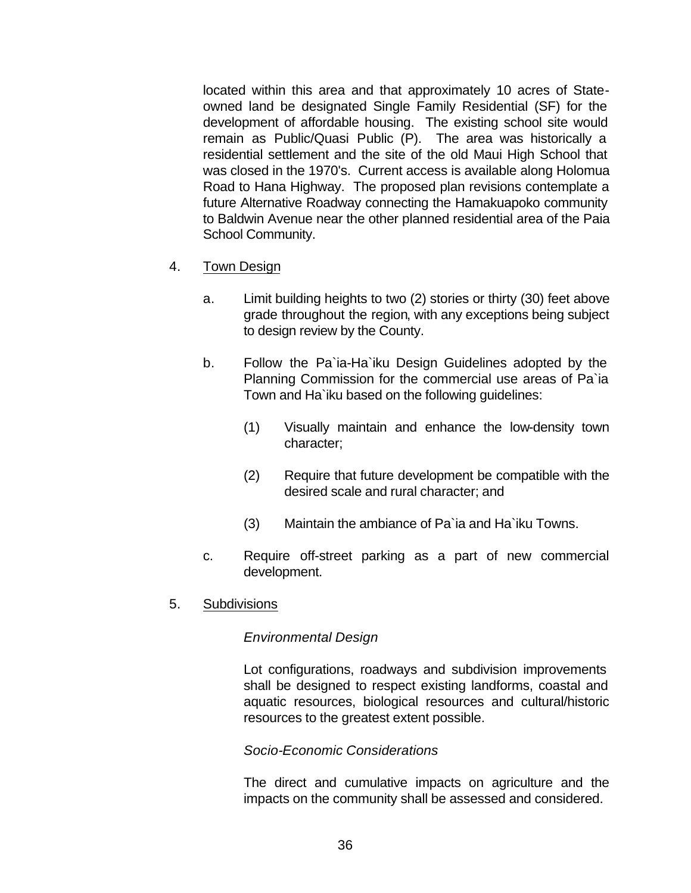located within this area and that approximately 10 acres of State-owned land be designated Single Family Residential (SF) for the development of affordable housing. The existing school site would remain as Public/Quasi Public (P). The area was historically a residential settlement and the site of the old Maui High School that was closed in the 1970's. Current access is available along Holomua Road to Hana Highway. The proposed plan revisions contemplate a future Alternative Roadway connecting the Hamakuapoko community to Baldwin Avenue near the other planned residential area of the Paia School Community.

4. Town Design

   a. Limit building heights to two (2) stories or thirty (30) feet above grade throughout the region, with any exceptions being subject to design review by the County.

   b. Follow the Pa`ia-Ha`iku Design Guidelines adopted by the Planning Commission for the commercial use areas of Pa`ia Town and Ha`iku based on the following guidelines:

      (1) Visually maintain and enhance the low-density town character;

      (2) Require that future development be compatible with the desired scale and rural character; and

      (3) Maintain the ambiance of Pa`ia and Ha`iku Towns.

   c. Require off-street parking as a part of new commercial development.

5. Subdivisions

   *Environmental Design*

   Lot configurations, roadways and subdivision improvements shall be designed to respect existing landforms, coastal and aquatic resources, biological resources and cultural/historic resources to the greatest extent possible.

   *Socio-Economic Considerations*

   The direct and cumulative impacts on agriculture and the impacts on the community shall be assessed and considered.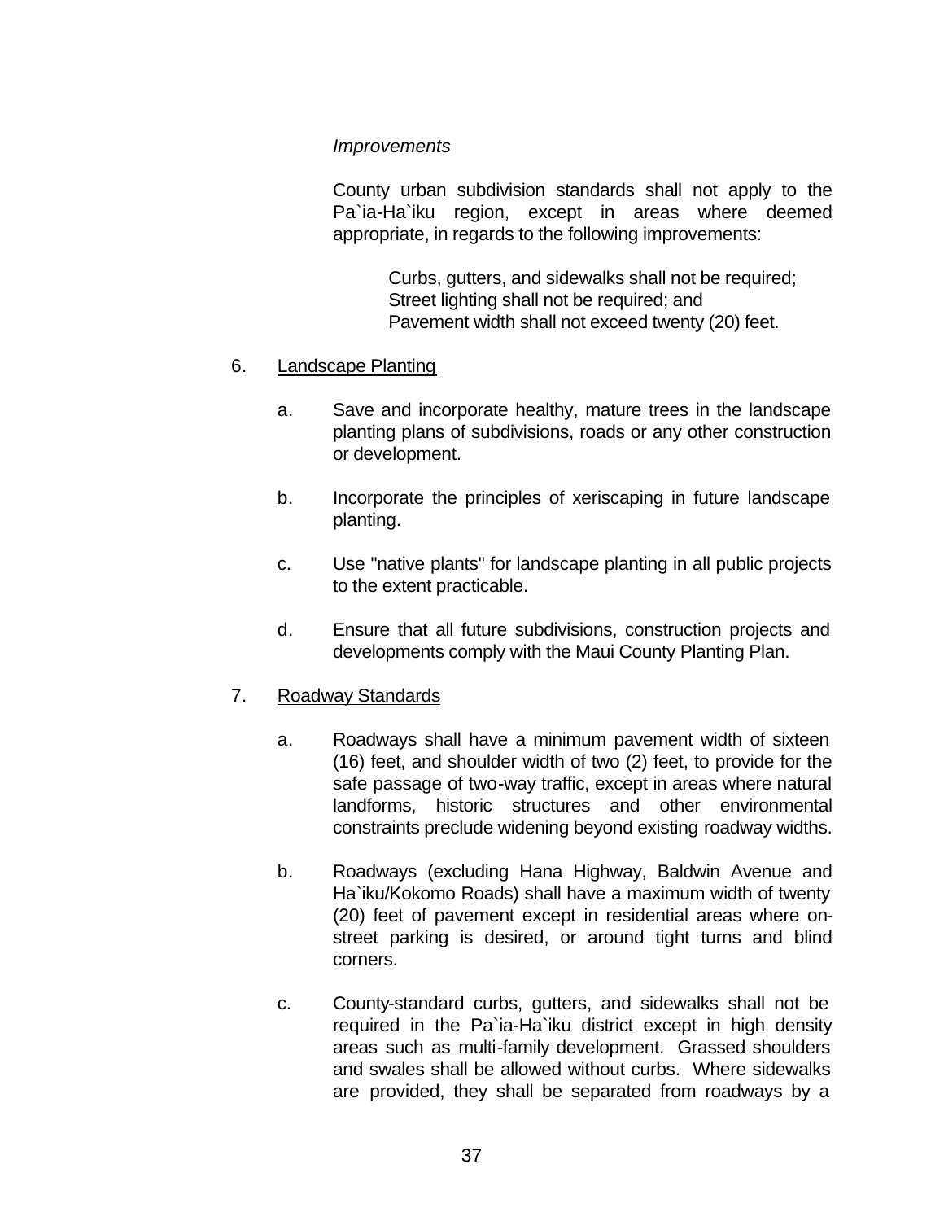*Improvements*

County urban subdivision standards shall not apply to the Pa`ia-Ha`iku region, except in areas where deemed appropriate, in regards to the following improvements:

Curbs, gutters, and sidewalks shall not be required;
Street lighting shall not be required; and
Pavement width shall not exceed twenty (20) feet.

6. Landscape Planting

   a. Save and incorporate healthy, mature trees in the landscape planting plans of subdivisions, roads or any other construction or development.

   b. Incorporate the principles of xeriscaping in future landscape planting.

   c. Use "native plants" for landscape planting in all public projects to the extent practicable.

   d. Ensure that all future subdivisions, construction projects and developments comply with the Maui County Planting Plan.

7. Roadway Standards

   a. Roadways shall have a minimum pavement width of sixteen (16) feet, and shoulder width of two (2) feet, to provide for the safe passage of two-way traffic, except in areas where natural landforms, historic structures and other environmental constraints preclude widening beyond existing roadway widths.

   b. Roadways (excluding Hana Highway, Baldwin Avenue and Ha`iku/Kokomo Roads) shall have a maximum width of twenty (20) feet of pavement except in residential areas where on-street parking is desired, or around tight turns and blind corners.

   c. County-standard curbs, gutters, and sidewalks shall not be required in the Pa`ia-Ha`iku district except in high density areas such as multi-family development. Grassed shoulders and swales shall be allowed without curbs. Where sidewalks are provided, they shall be separated from roadways by a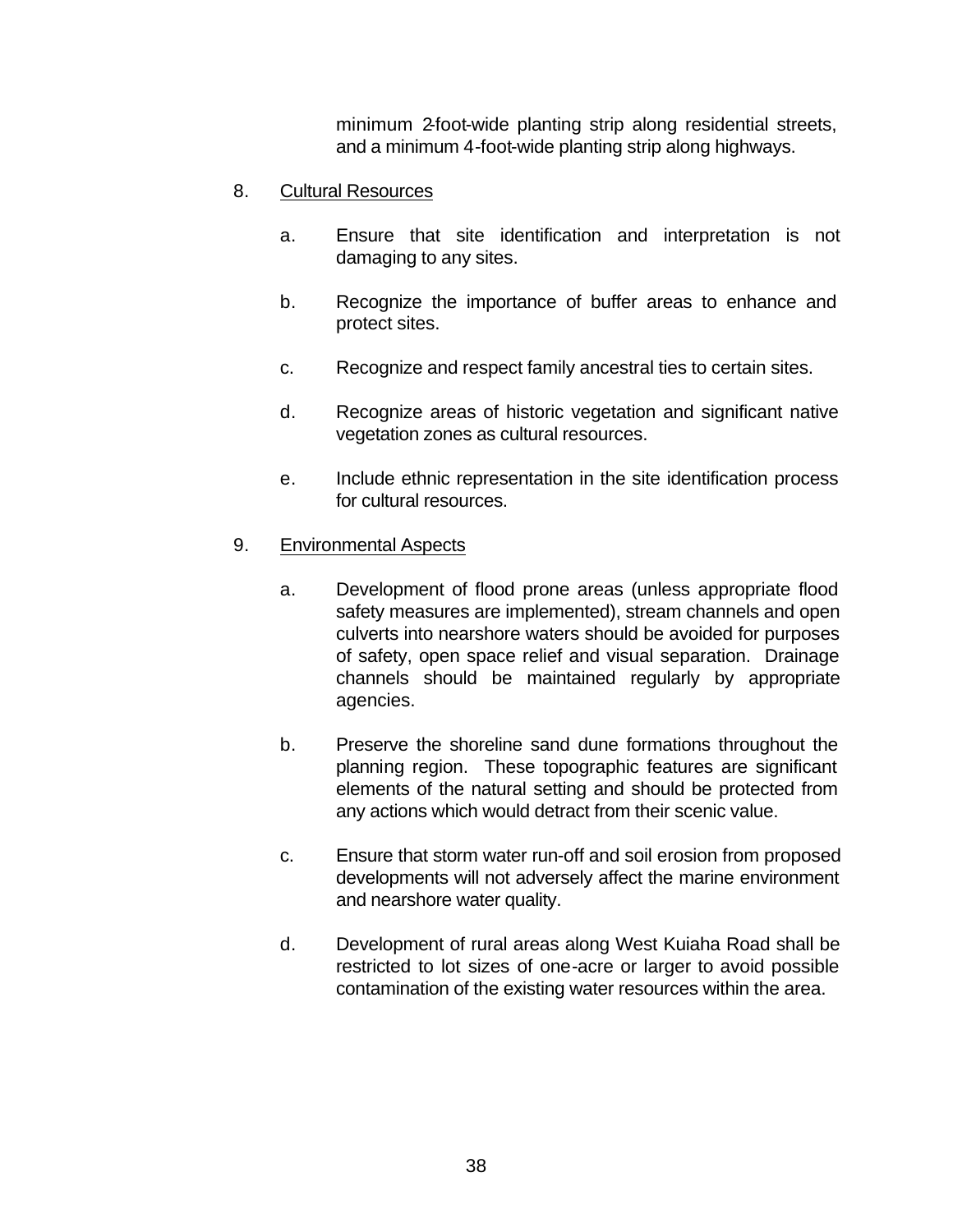minimum 2-foot-wide planting strip along residential streets, and a minimum 4-foot-wide planting strip along highways.

8. Cultural Resources

   a. Ensure that site identification and interpretation is not damaging to any sites.

   b. Recognize the importance of buffer areas to enhance and protect sites.

   c. Recognize and respect family ancestral ties to certain sites.

   d. Recognize areas of historic vegetation and significant native vegetation zones as cultural resources.

   e. Include ethnic representation in the site identification process for cultural resources.

9. Environmental Aspects

   a. Development of flood prone areas (unless appropriate flood safety measures are implemented), stream channels and open culverts into nearshore waters should be avoided for purposes of safety, open space relief and visual separation. Drainage channels should be maintained regularly by appropriate agencies.

   b. Preserve the shoreline sand dune formations throughout the planning region. These topographic features are significant elements of the natural setting and should be protected from any actions which would detract from their scenic value.

   c. Ensure that storm water run-off and soil erosion from proposed developments will not adversely affect the marine environment and nearshore water quality.

   d. Development of rural areas along West Kuiaha Road shall be restricted to lot sizes of one-acre or larger to avoid possible contamination of the existing water resources within the area.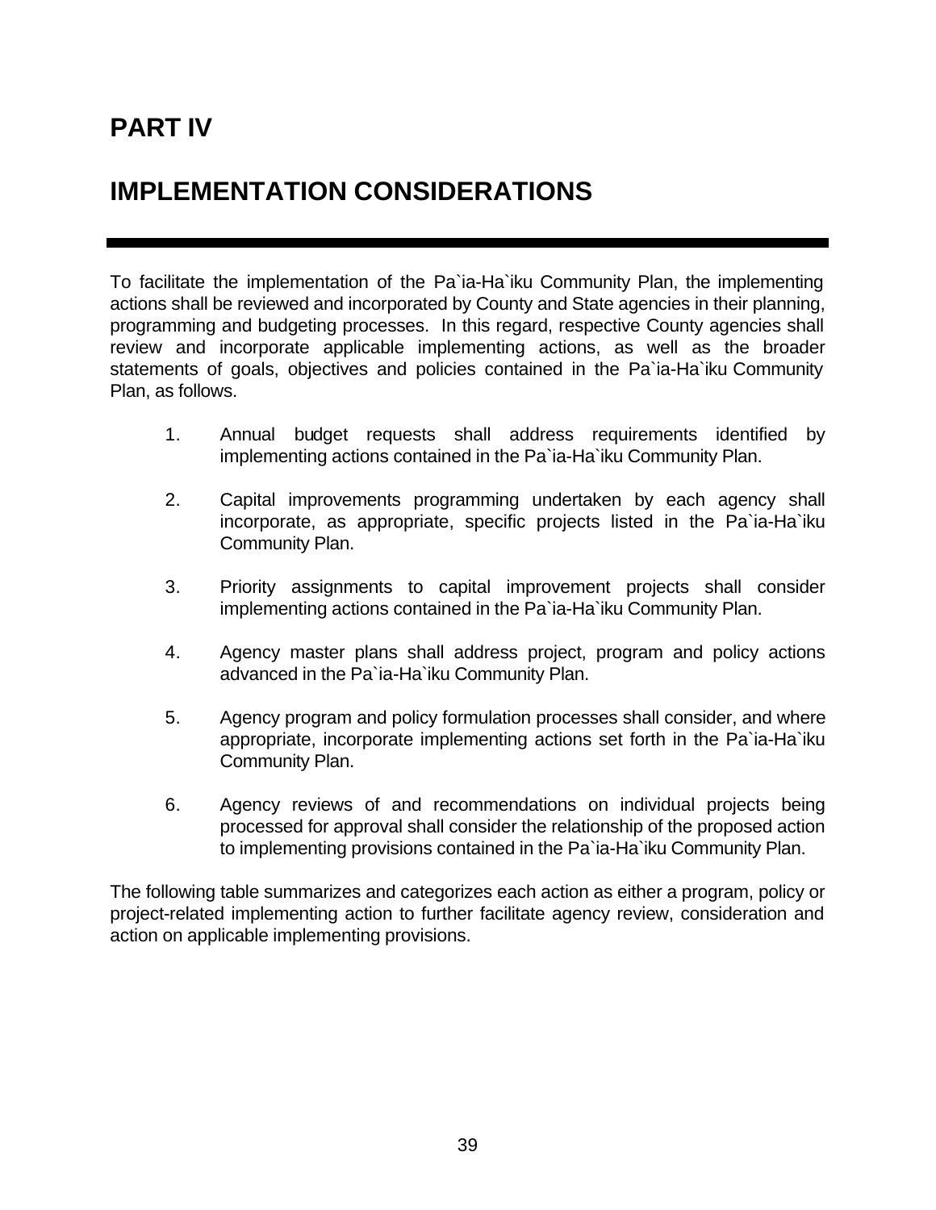# PART IV

# IMPLEMENTATION CONSIDERATIONS

To facilitate the implementation of the Pa`ia-Ha`iku Community Plan, the implementing actions shall be reviewed and incorporated by County and State agencies in their planning, programming and budgeting processes. In this regard, respective County agencies shall review and incorporate applicable implementing actions, as well as the broader statements of goals, objectives and policies contained in the Pa`ia-Ha`iku Community Plan, as follows.

1. Annual budget requests shall address requirements identified by implementing actions contained in the Pa`ia-Ha`iku Community Plan.

2. Capital improvements programming undertaken by each agency shall incorporate, as appropriate, specific projects listed in the Pa`ia-Ha`iku Community Plan.

3. Priority assignments to capital improvement projects shall consider implementing actions contained in the Pa`ia-Ha`iku Community Plan.

4. Agency master plans shall address project, program and policy actions advanced in the Pa`ia-Ha`iku Community Plan.

5. Agency program and policy formulation processes shall consider, and where appropriate, incorporate implementing actions set forth in the Pa`ia-Ha`iku Community Plan.

6. Agency reviews of and recommendations on individual projects being processed for approval shall consider the relationship of the proposed action to implementing provisions contained in the Pa`ia-Ha`iku Community Plan.

The following table summarizes and categorizes each action as either a program, policy or project-related implementing action to further facilitate agency review, consideration and action on applicable implementing provisions.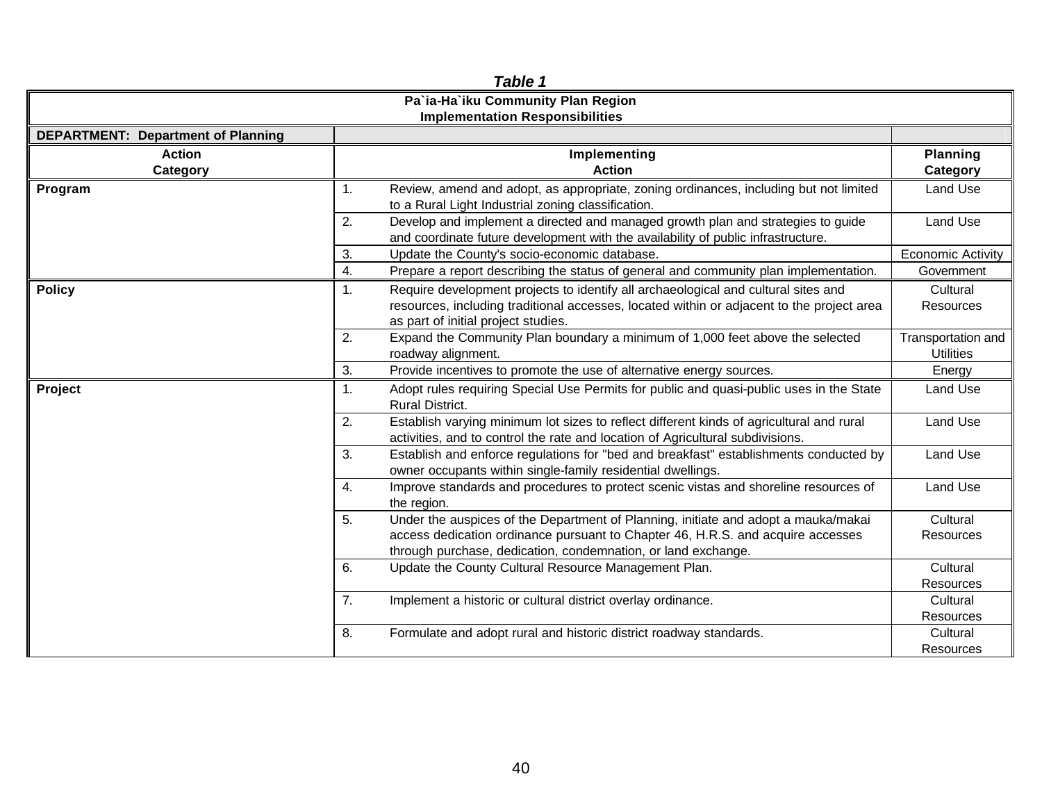*Table 1*

**Pa`ia-Ha`iku Community Plan Region**
**Implementation Responsibilities**

**DEPARTMENT: Department of Planning**

| Action Category | Implementing Action | Planning Category |
|---|---|---|
| **Program** | 1. Review, amend and adopt, as appropriate, zoning ordinances, including but not limited to a Rural Light Industrial zoning classification. | Land Use |
| | 2. Develop and implement a directed and managed growth plan and strategies to guide and coordinate future development with the availability of public infrastructure. | Land Use |
| | 3. Update the County's socio-economic database. | Economic Activity |
| | 4. Prepare a report describing the status of general and community plan implementation. | Government |
| **Policy** | 1. Require development projects to identify all archaeological and cultural sites and resources, including traditional accesses, located within or adjacent to the project area as part of initial project studies. | Cultural Resources |
| | 2. Expand the Community Plan boundary a minimum of 1,000 feet above the selected roadway alignment. | Transportation and Utilities |
| | 3. Provide incentives to promote the use of alternative energy sources. | Energy |
| **Project** | 1. Adopt rules requiring Special Use Permits for public and quasi-public uses in the State Rural District. | Land Use |
| | 2. Establish varying minimum lot sizes to reflect different kinds of agricultural and rural activities, and to control the rate and location of Agricultural subdivisions. | Land Use |
| | 3. Establish and enforce regulations for "bed and breakfast" establishments conducted by owner occupants within single-family residential dwellings. | Land Use |
| | 4. Improve standards and procedures to protect scenic vistas and shoreline resources of the region. | Land Use |
| | 5. Under the auspices of the Department of Planning, initiate and adopt a mauka/makai access dedication ordinance pursuant to Chapter 46, H.R.S. and acquire accesses through purchase, dedication, condemnation, or land exchange. | Cultural Resources |
| | 6. Update the County Cultural Resource Management Plan. | Cultural Resources |
| | 7. Implement a historic or cultural district overlay ordinance. | Cultural Resources |
| | 8. Formulate and adopt rural and historic district roadway standards. | Cultural Resources |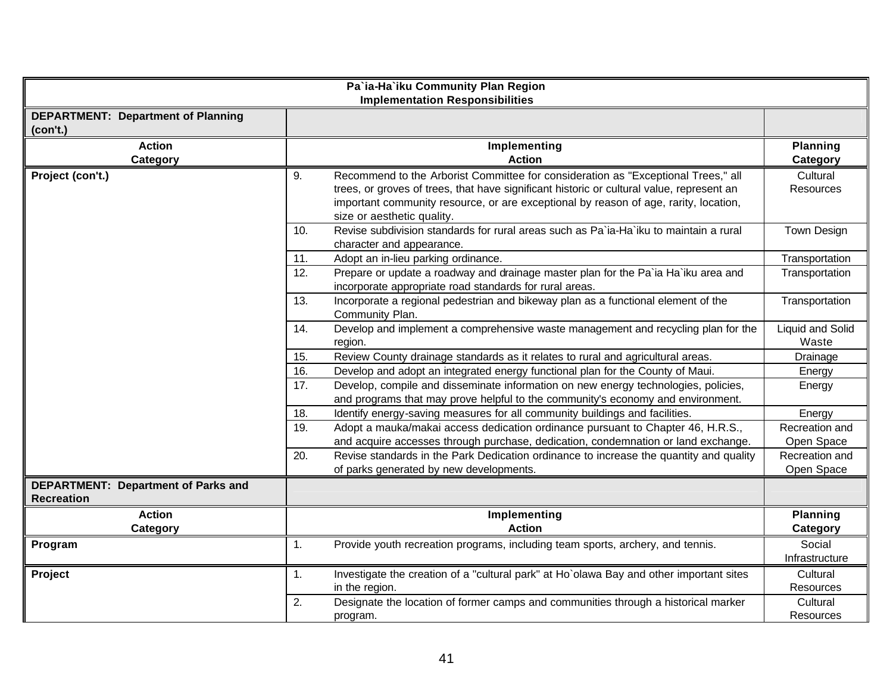| Pa`ia-Ha`iku Community Plan Region<br>Implementation Responsibilities | | |
|---|---|---|
| **DEPARTMENT: Department of Planning (con't.)** | | |
| **Action Category** | **Implementing Action** | **Planning Category** |
| **Project (con't.)** | 9. Recommend to the Arborist Committee for consideration as "Exceptional Trees," all trees, or groves of trees, that have significant historic or cultural value, represent an important community resource, or are exceptional by reason of age, rarity, location, size or aesthetic quality. | Cultural Resources |
| | 10. Revise subdivision standards for rural areas such as Pa`ia-Ha`iku to maintain a rural character and appearance. | Town Design |
| | 11. Adopt an in-lieu parking ordinance. | Transportation |
| | 12. Prepare or update a roadway and drainage master plan for the Pa`ia Ha`iku area and incorporate appropriate road standards for rural areas. | Transportation |
| | 13. Incorporate a regional pedestrian and bikeway plan as a functional element of the Community Plan. | Transportation |
| | 14. Develop and implement a comprehensive waste management and recycling plan for the region. | Liquid and Solid Waste |
| | 15. Review County drainage standards as it relates to rural and agricultural areas. | Drainage |
| | 16. Develop and adopt an integrated energy functional plan for the County of Maui. | Energy |
| | 17. Develop, compile and disseminate information on new energy technologies, policies, and programs that may prove helpful to the community's economy and environment. | Energy |
| | 18. Identify energy-saving measures for all community buildings and facilities. | Energy |
| | 19. Adopt a mauka/makai access dedication ordinance pursuant to Chapter 46, H.R.S., and acquire accesses through purchase, dedication, condemnation or land exchange. | Recreation and Open Space |
| | 20. Revise standards in the Park Dedication ordinance to increase the quantity and quality of parks generated by new developments. | Recreation and Open Space |
| **DEPARTMENT: Department of Parks and Recreation** | | |
| **Action Category** | **Implementing Action** | **Planning Category** |
| **Program** | 1. Provide youth recreation programs, including team sports, archery, and tennis. | Social Infrastructure |
| **Project** | 1. Investigate the creation of a "cultural park" at Ho`olawa Bay and other important sites in the region. | Cultural Resources |
| | 2. Designate the location of former camps and communities through a historical marker program. | Cultural Resources |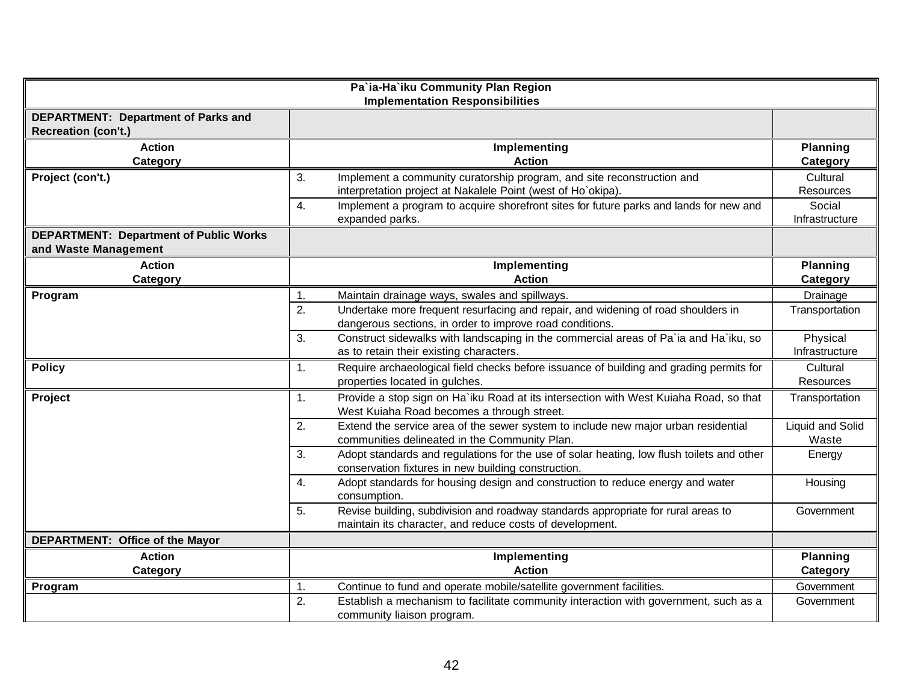| Pa`ia-Ha`iku Community Plan Region<br>Implementation Responsibilities | | |
|---|---|---|
| **DEPARTMENT: Department of Parks and Recreation (con't.)** | | |
| **Action Category** | **Implementing Action** | **Planning Category** |
| **Project (con't.)** | 3. Implement a community curatorship program, and site reconstruction and interpretation project at Nakalele Point (west of Ho`okipa). | Cultural Resources |
| | 4. Implement a program to acquire shorefront sites for future parks and lands for new and expanded parks. | Social Infrastructure |
| **DEPARTMENT: Department of Public Works and Waste Management** | | |
| **Action Category** | **Implementing Action** | **Planning Category** |
| **Program** | 1. Maintain drainage ways, swales and spillways. | Drainage |
| | 2. Undertake more frequent resurfacing and repair, and widening of road shoulders in dangerous sections, in order to improve road conditions. | Transportation |
| | 3. Construct sidewalks with landscaping in the commercial areas of Pa`ia and Ha`iku, so as to retain their existing characters. | Physical Infrastructure |
| **Policy** | 1. Require archaeological field checks before issuance of building and grading permits for properties located in gulches. | Cultural Resources |
| **Project** | 1. Provide a stop sign on Ha`iku Road at its intersection with West Kuiaha Road, so that West Kuiaha Road becomes a through street. | Transportation |
| | 2. Extend the service area of the sewer system to include new major urban residential communities delineated in the Community Plan. | Liquid and Solid Waste |
| | 3. Adopt standards and regulations for the use of solar heating, low flush toilets and other conservation fixtures in new building construction. | Energy |
| | 4. Adopt standards for housing design and construction to reduce energy and water consumption. | Housing |
| | 5. Revise building, subdivision and roadway standards appropriate for rural areas to maintain its character, and reduce costs of development. | Government |
| **DEPARTMENT: Office of the Mayor** | | |
| **Action Category** | **Implementing Action** | **Planning Category** |
| **Program** | 1. Continue to fund and operate mobile/satellite government facilities. | Government |
| | 2. Establish a mechanism to facilitate community interaction with government, such as a community liaison program. | Government |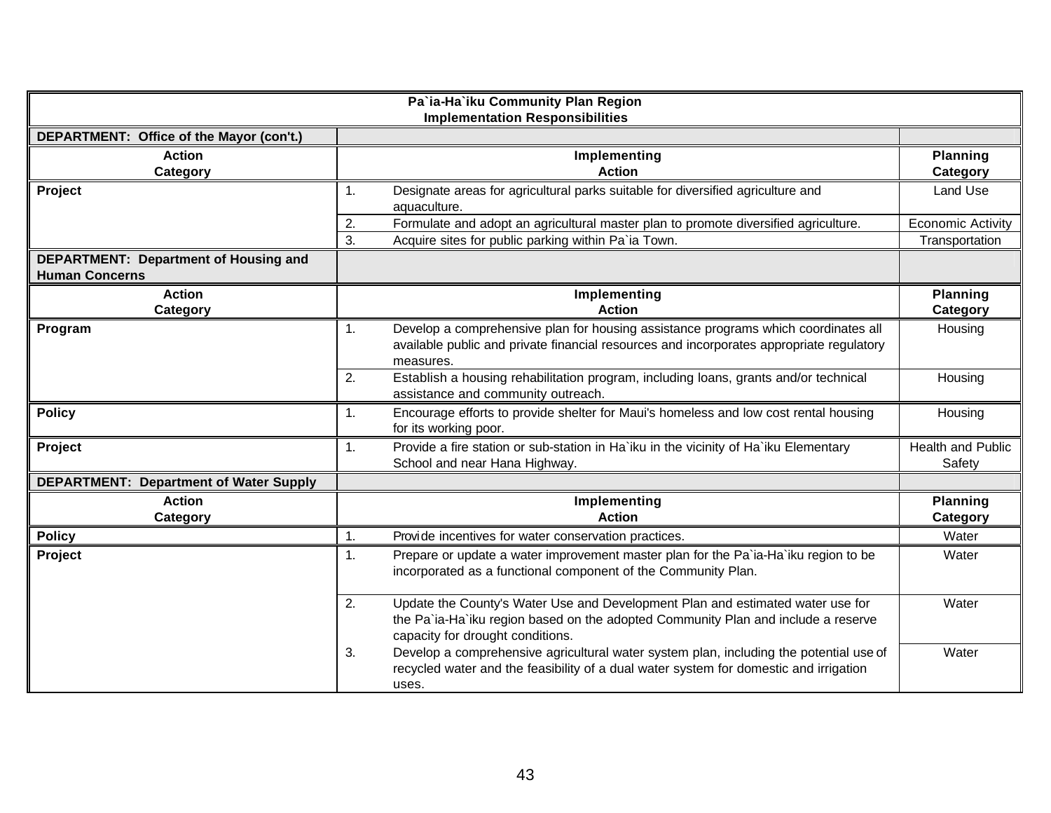**Pa`ia-Ha`iku Community Plan Region**
**Implementation Responsibilities**

| Action Category | Implementing Action | Planning Category |
|---|---|---|
| **DEPARTMENT: Office of the Mayor (con't.)** | | |
| **Action Category** | **Implementing Action** | **Planning Category** |
| **Project** | 1. Designate areas for agricultural parks suitable for diversified agriculture and aquaculture. | Land Use |
| | 2. Formulate and adopt an agricultural master plan to promote diversified agriculture. | Economic Activity |
| | 3. Acquire sites for public parking within Pa`ia Town. | Transportation |
| **DEPARTMENT: Department of Housing and Human Concerns** | | |
| **Action Category** | **Implementing Action** | **Planning Category** |
| **Program** | 1. Develop a comprehensive plan for housing assistance programs which coordinates all available public and private financial resources and incorporates appropriate regulatory measures. | Housing |
| | 2. Establish a housing rehabilitation program, including loans, grants and/or technical assistance and community outreach. | Housing |
| **Policy** | 1. Encourage efforts to provide shelter for Maui's homeless and low cost rental housing for its working poor. | Housing |
| **Project** | 1. Provide a fire station or sub-station in Ha`iku in the vicinity of Ha`iku Elementary School and near Hana Highway. | Health and Public Safety |
| **DEPARTMENT: Department of Water Supply** | | |
| **Action Category** | **Implementing Action** | **Planning Category** |
| **Policy** | 1. Provide incentives for water conservation practices. | Water |
| **Project** | 1. Prepare or update a water improvement master plan for the Pa`ia-Ha`iku region to be incorporated as a functional component of the Community Plan. | Water |
| | 2. Update the County's Water Use and Development Plan and estimated water use for the Pa`ia-Ha`iku region based on the adopted Community Plan and include a reserve capacity for drought conditions. | Water |
| | 3. Develop a comprehensive agricultural water system plan, including the potential use of recycled water and the feasibility of a dual water system for domestic and irrigation uses. | Water |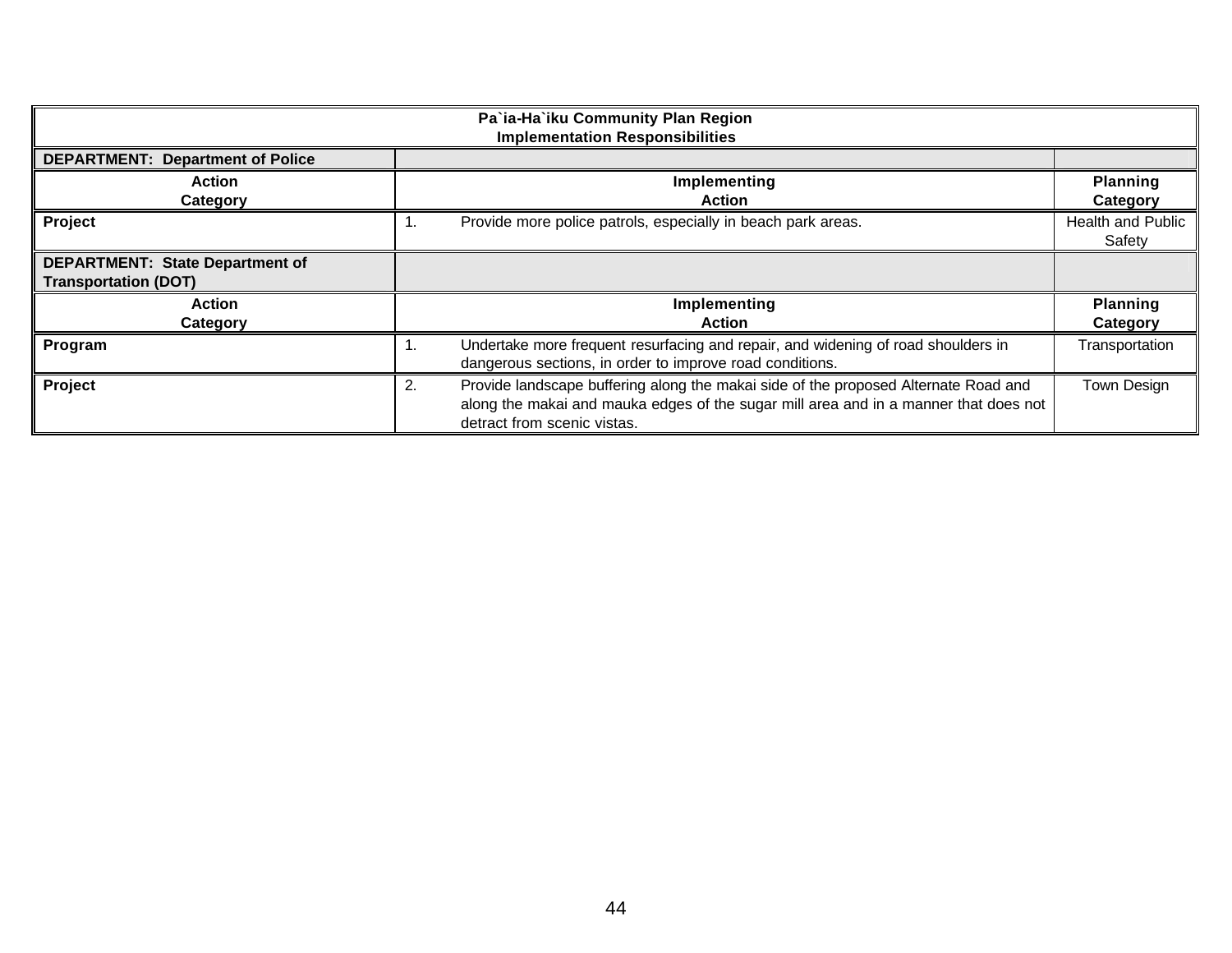| Pa`ia-Ha`iku Community Plan Region<br>Implementation Responsibilities | | |
|---|---|---|
| **DEPARTMENT: Department of Police** | | |
| **Action Category** | **Implementing Action** | **Planning Category** |
| **Project** | 1. Provide more police patrols, especially in beach park areas. | Health and Public Safety |
| **DEPARTMENT: State Department of Transportation (DOT)** | | |
| **Action Category** | **Implementing Action** | **Planning Category** |
| **Program** | 1. Undertake more frequent resurfacing and repair, and widening of road shoulders in dangerous sections, in order to improve road conditions. | Transportation |
| **Project** | 2. Provide landscape buffering along the makai side of the proposed Alternate Road and along the makai and mauka edges of the sugar mill area and in a manner that does not detract from scenic vistas. | Town Design |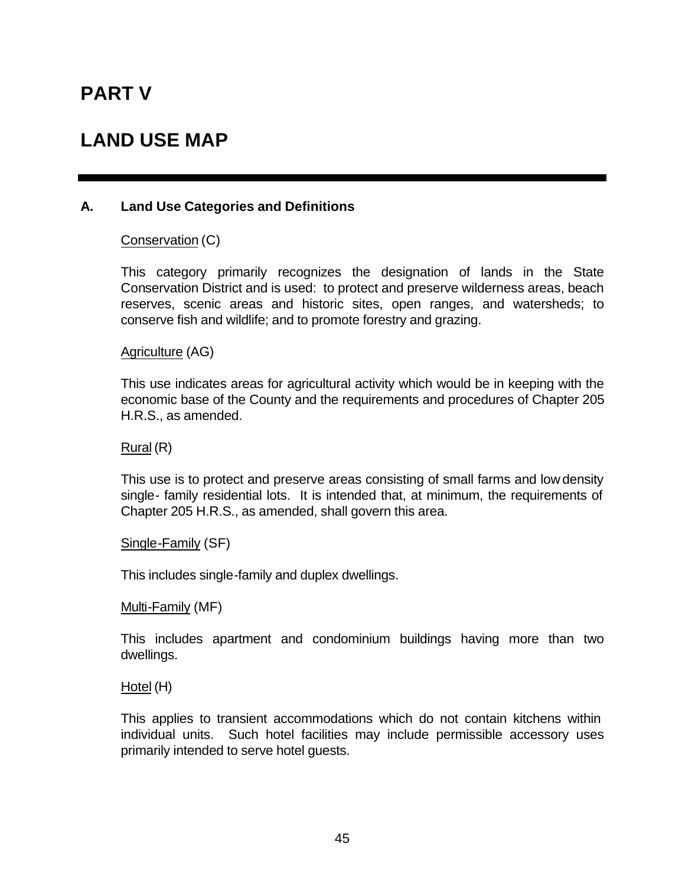# PART V

# LAND USE MAP

---

## A. Land Use Categories and Definitions

Conservation (C)

This category primarily recognizes the designation of lands in the State Conservation District and is used: to protect and preserve wilderness areas, beach reserves, scenic areas and historic sites, open ranges, and watersheds; to conserve fish and wildlife; and to promote forestry and grazing.

Agriculture (AG)

This use indicates areas for agricultural activity which would be in keeping with the economic base of the County and the requirements and procedures of Chapter 205 H.R.S., as amended.

Rural (R)

This use is to protect and preserve areas consisting of small farms and low density single- family residential lots. It is intended that, at minimum, the requirements of Chapter 205 H.R.S., as amended, shall govern this area.

Single-Family (SF)

This includes single-family and duplex dwellings.

Multi-Family (MF)

This includes apartment and condominium buildings having more than two dwellings.

Hotel (H)

This applies to transient accommodations which do not contain kitchens within individual units. Such hotel facilities may include permissible accessory uses primarily intended to serve hotel guests.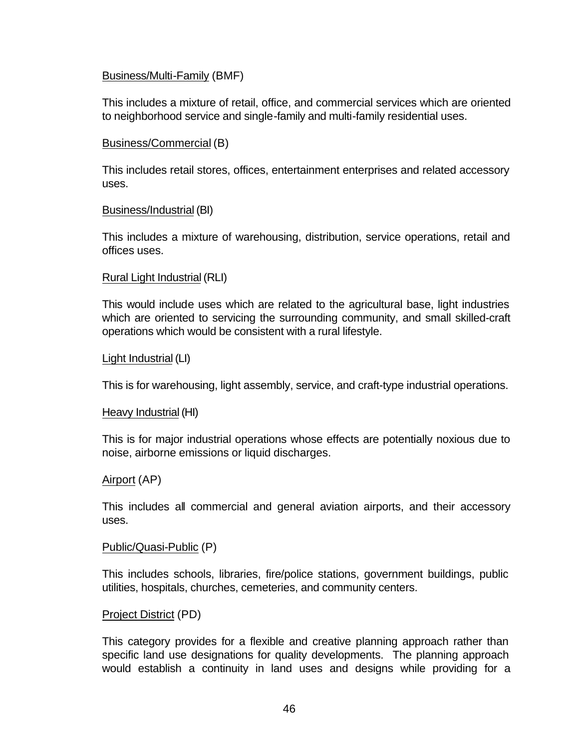Business/Multi-Family (BMF)

This includes a mixture of retail, office, and commercial services which are oriented to neighborhood service and single-family and multi-family residential uses.

Business/Commercial (B)

This includes retail stores, offices, entertainment enterprises and related accessory uses.

Business/Industrial (BI)

This includes a mixture of warehousing, distribution, service operations, retail and offices uses.

Rural Light Industrial (RLI)

This would include uses which are related to the agricultural base, light industries which are oriented to servicing the surrounding community, and small skilled-craft operations which would be consistent with a rural lifestyle.

Light Industrial (LI)

This is for warehousing, light assembly, service, and craft-type industrial operations.

Heavy Industrial (HI)

This is for major industrial operations whose effects are potentially noxious due to noise, airborne emissions or liquid discharges.

Airport (AP)

This includes all commercial and general aviation airports, and their accessory uses.

Public/Quasi-Public (P)

This includes schools, libraries, fire/police stations, government buildings, public utilities, hospitals, churches, cemeteries, and community centers.

Project District (PD)

This category provides for a flexible and creative planning approach rather than specific land use designations for quality developments. The planning approach would establish a continuity in land uses and designs while providing for a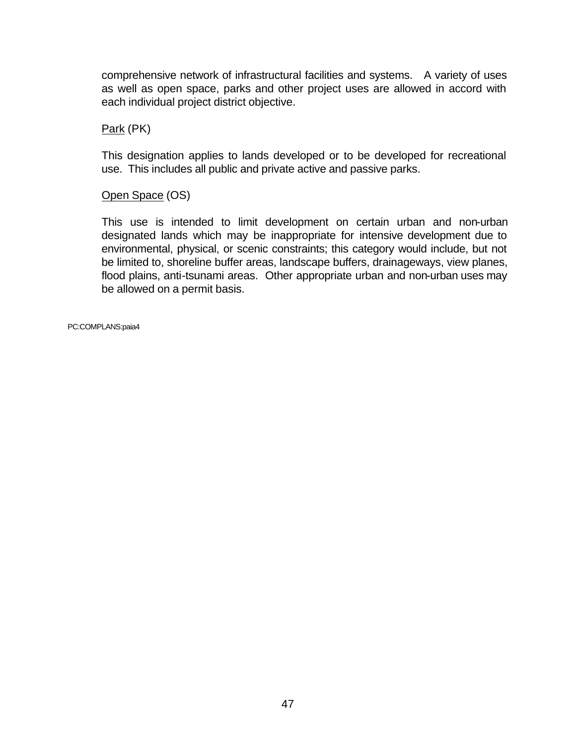comprehensive network of infrastructural facilities and systems. A variety of uses as well as open space, parks and other project uses are allowed in accord with each individual project district objective.

Park (PK)

This designation applies to lands developed or to be developed for recreational use. This includes all public and private active and passive parks.

Open Space (OS)

This use is intended to limit development on certain urban and non-urban designated lands which may be inappropriate for intensive development due to environmental, physical, or scenic constraints; this category would include, but not be limited to, shoreline buffer areas, landscape buffers, drainageways, view planes, flood plains, anti-tsunami areas. Other appropriate urban and non-urban uses may be allowed on a permit basis.

PC:COMPLANS:paia4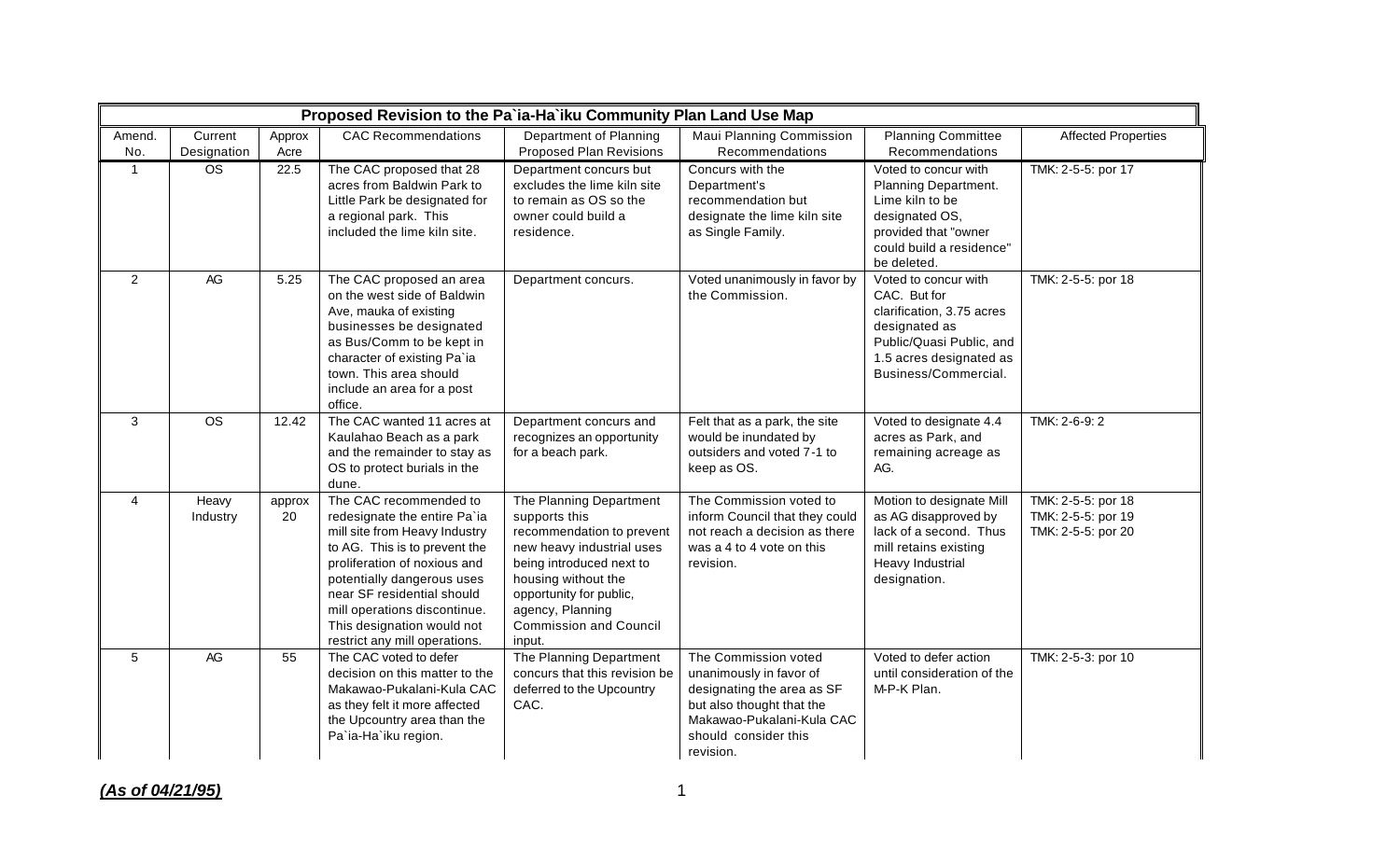| Proposed Revision to the Pa`ia-Ha`iku Community Plan Land Use Map | | | | | | | |
|---|---|---|---|---|---|---|---|
| Amend. No. | Current Designation | Approx Acre | CAC Recommendations | Department of Planning Proposed Plan Revisions | Maui Planning Commission Recommendations | Planning Committee Recommendations | Affected Properties |
| 1 | OS | 22.5 | The CAC proposed that 28 acres from Baldwin Park to Little Park be designated for a regional park. This included the lime kiln site. | Department concurs but excludes the lime kiln site to remain as OS so the owner could build a residence. | Concurs with the Department's recommendation but designate the lime kiln site as Single Family. | Voted to concur with Planning Department. Lime kiln to be designated OS, provided that "owner could build a residence" be deleted. | TMK: 2-5-5: por 17 |
| 2 | AG | 5.25 | The CAC proposed an area on the west side of Baldwin Ave, mauka of existing businesses be designated as Bus/Comm to be kept in character of existing Pa`ia town. This area should include an area for a post office. | Department concurs. | Voted unanimously in favor by the Commission. | Voted to concur with CAC. But for clarification, 3.75 acres designated as Public/Quasi Public, and 1.5 acres designated as Business/Commercial. | TMK: 2-5-5: por 18 |
| 3 | OS | 12.42 | The CAC wanted 11 acres at Kaulahao Beach as a park and the remainder to stay as OS to protect burials in the dune. | Department concurs and recognizes an opportunity for a beach park. | Felt that as a park, the site would be inundated by outsiders and voted 7-1 to keep as OS. | Voted to designate 4.4 acres as Park, and remaining acreage as AG. | TMK: 2-6-9: 2 |
| 4 | Heavy Industry | approx 20 | The CAC recommended to redesignate the entire Pa`ia mill site from Heavy Industry to AG. This is to prevent the proliferation of noxious and potentially dangerous uses near SF residential should mill operations discontinue. This designation would not restrict any mill operations. | The Planning Department supports this recommendation to prevent new heavy industrial uses being introduced next to housing without the opportunity for public, agency, Planning Commission and Council input. | The Commission voted to inform Council that they could not reach a decision as there was a 4 to 4 vote on this revision. | Motion to designate Mill as AG disapproved by lack of a second. Thus mill retains existing Heavy Industrial designation. | TMK: 2-5-5: por 18<br>TMK: 2-5-5: por 19<br>TMK: 2-5-5: por 20 |
| 5 | AG | 55 | The CAC voted to defer decision on this matter to the Makawao-Pukalani-Kula CAC as they felt it more affected the Upcountry area than the Pa`ia-Ha`iku region. | The Planning Department concurs that this revision be deferred to the Upcountry CAC. | The Commission voted unanimously in favor of designating the area as SF but also thought that the Makawao-Pukalani-Kula CAC should consider this revision. | Voted to defer action until consideration of the M-P-K Plan. | TMK: 2-5-3: por 10 |

***(As of 04/21/95)***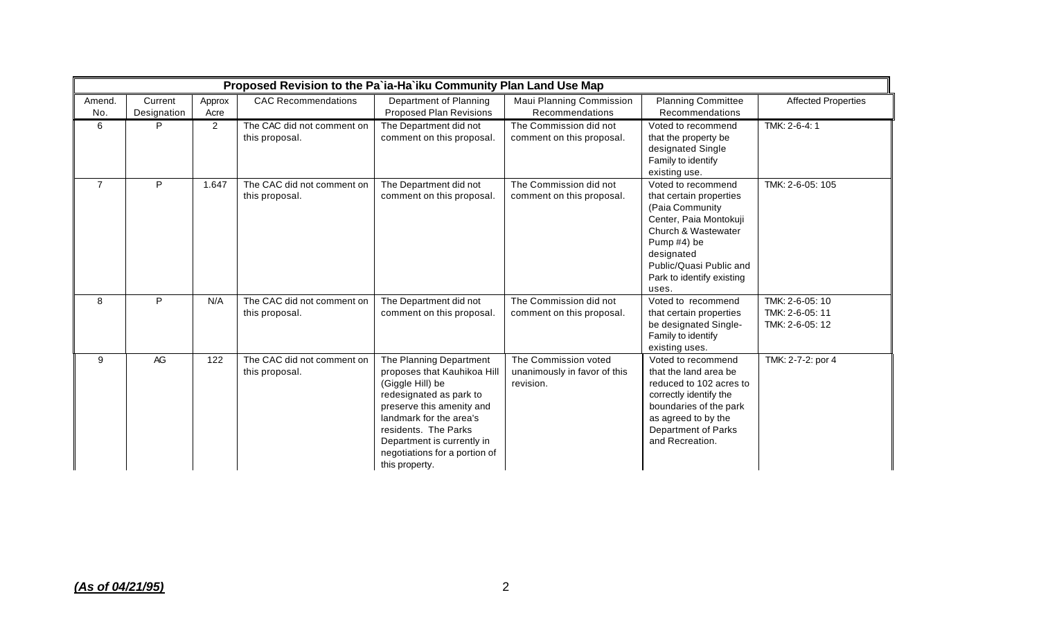| Proposed Revision to the Pa`ia-Ha`iku Community Plan Land Use Map | | | | | | | |
|---|---|---|---|---|---|---|---|
| Amend. No. | Current Designation | Approx Acre | CAC Recommendations | Department of Planning Proposed Plan Revisions | Maui Planning Commission Recommendations | Planning Committee Recommendations | Affected Properties |
| 6 | P | 2 | The CAC did not comment on this proposal. | The Department did not comment on this proposal. | The Commission did not comment on this proposal. | Voted to recommend that the property be designated Single Family to identify existing use. | TMK: 2-6-4: 1 |
| 7 | P | 1.647 | The CAC did not comment on this proposal. | The Department did not comment on this proposal. | The Commission did not comment on this proposal. | Voted to recommend that certain properties (Paia Community Center, Paia Montokuji Church & Wastewater Pump #4) be designated Public/Quasi Public and Park to identify existing uses. | TMK: 2-6-05: 105 |
| 8 | P | N/A | The CAC did not comment on this proposal. | The Department did not comment on this proposal. | The Commission did not comment on this proposal. | Voted to recommend that certain properties be designated Single-Family to identify existing uses. | TMK: 2-6-05: 10<br>TMK: 2-6-05: 11<br>TMK: 2-6-05: 12 |
| 9 | AG | 122 | The CAC did not comment on this proposal. | The Planning Department proposes that Kauhikoa Hill (Giggle Hill) be redesignated as park to preserve this amenity and landmark for the area's residents. The Parks Department is currently in negotiations for a portion of this property. | The Commission voted unanimously in favor of this revision. | Voted to recommend that the land area be reduced to 102 acres to correctly identify the boundaries of the park as agreed to by the Department of Parks and Recreation. | TMK: 2-7-2: por 4 |

***(As of 04/21/95)***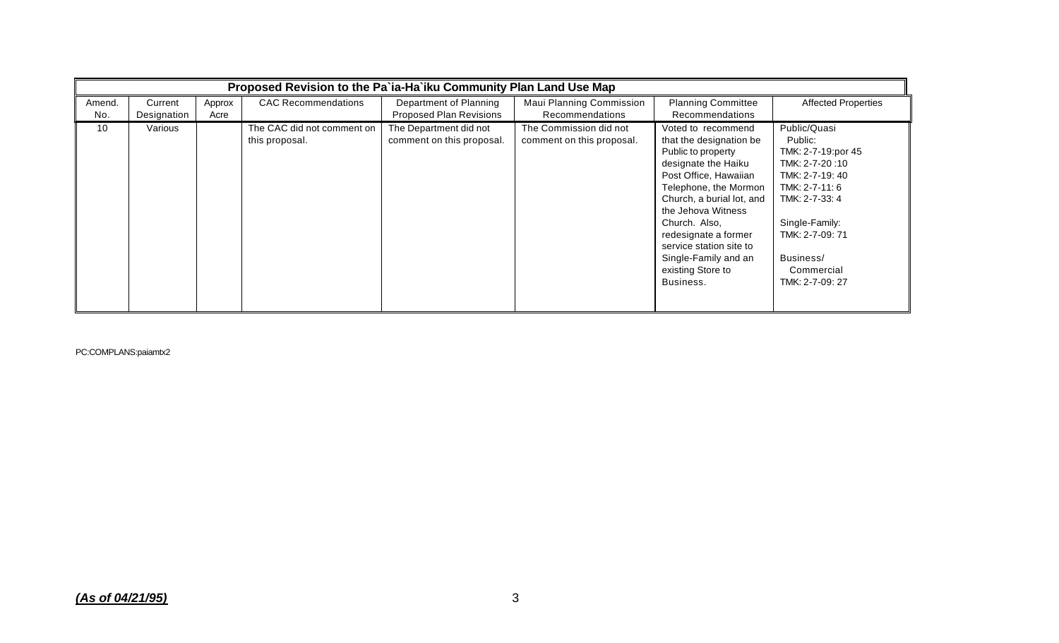| Proposed Revision to the Pa`ia-Ha`iku Community Plan Land Use Map | | | | | | | |
|---|---|---|---|---|---|---|---|
| Amend. No. | Current Designation | Approx Acre | CAC Recommendations | Department of Planning Proposed Plan Revisions | Maui Planning Commission Recommendations | Planning Committee Recommendations | Affected Properties |
| 10 | Various | | The CAC did not comment on this proposal. | The Department did not comment on this proposal. | The Commission did not comment on this proposal. | Voted to recommend that the designation be Public to property designate the Haiku Post Office, Hawaiian Telephone, the Mormon Church, a burial lot, and the Jehova Witness Church. Also, redesignate a former service station site to Single-Family and an existing Store to Business. | Public/Quasi Public: TMK: 2-7-19:por 45 TMK: 2-7-20 :10 TMK: 2-7-19: 40 TMK: 2-7-11: 6 TMK: 2-7-33: 4 Single-Family: TMK: 2-7-09: 71 Business/ Commercial TMK: 2-7-09: 27 |

PC:COMPLANS:paiamtx2

***(As of 04/21/95)***